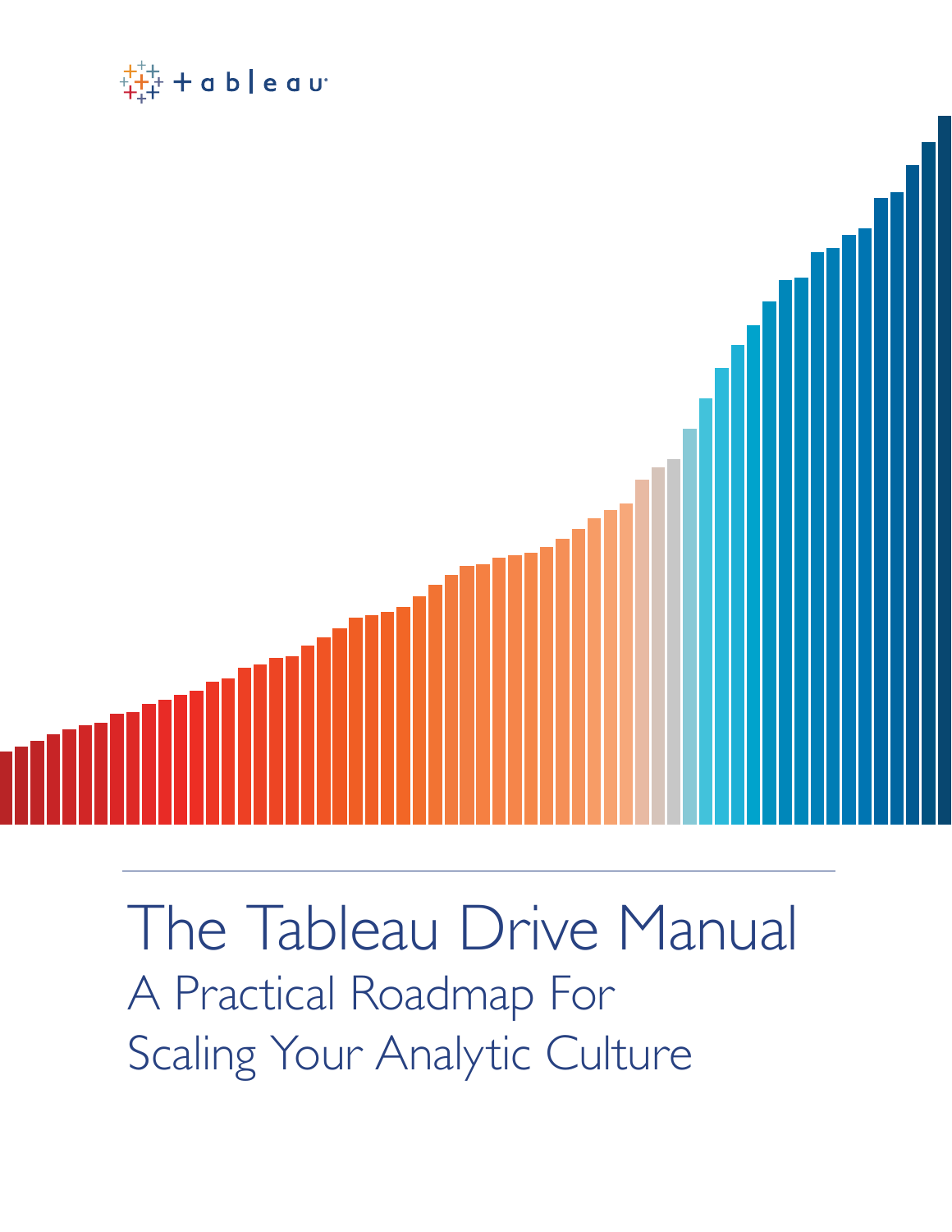# The Tableau Drive Manual

## A Practical Roadmap For Scaling Your Analytic Culture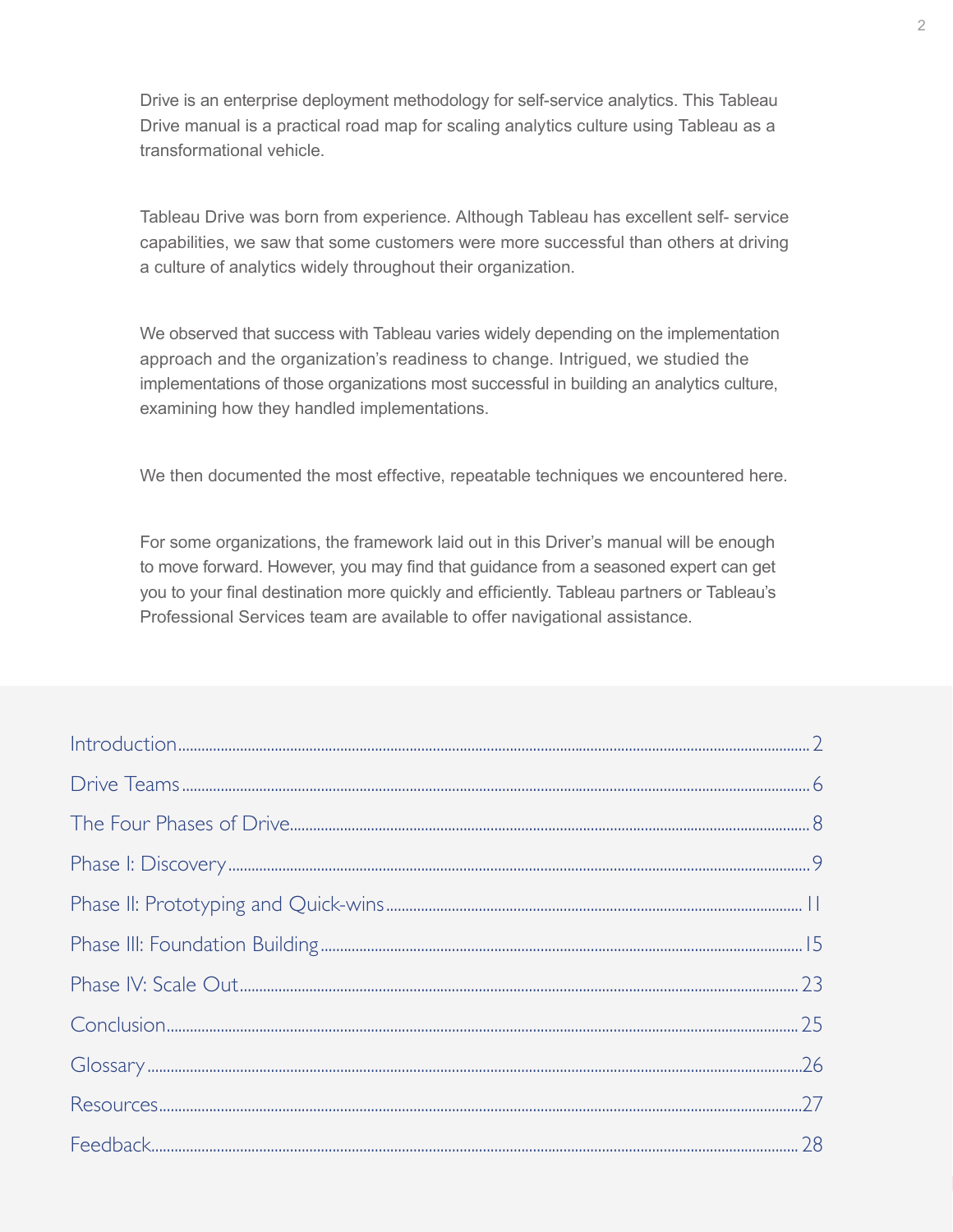Drive is an enterprise deployment methodology for self-service analytics. This Tableau Drive manual is a practical road map for scaling analytics culture using Tableau as a transformational vehicle.

Tableau Drive was born from experience. Although Tableau has excellent self- service capabilities, we saw that some customers were more successful than others at driving a culture of analytics widely throughout their organization.

We observed that success with Tableau varies widely depending on the implementation approach and the organization's readiness to change. Intrigued, we studied the implementations of those organizations most successful in building an analytics culture, examining how they handled implementations.

We then documented the most effective, repeatable techniques we encountered here.

For some organizations, the framework laid out in this Driver's manual will be enough to move forward. However, you may find that guidance from a seasoned expert can get you to your final destination more quickly and efficiently. Tableau partners or Tableau's Professional Services team are available to offer navigational assistance.

Introduction........................................ 2
Drive Teams........................................ 6
The Four Phases of Drive........................................ 8
Phase I: Discovery........................................ 9
Phase II: Prototyping and Quick-wins........................................ 11
Phase III: Foundation Building........................................ 15
Phase IV: Scale Out........................................ 23
Conclusion........................................ 25
Glossary........................................ 26
Resources........................................ 27
Feedback........................................ 28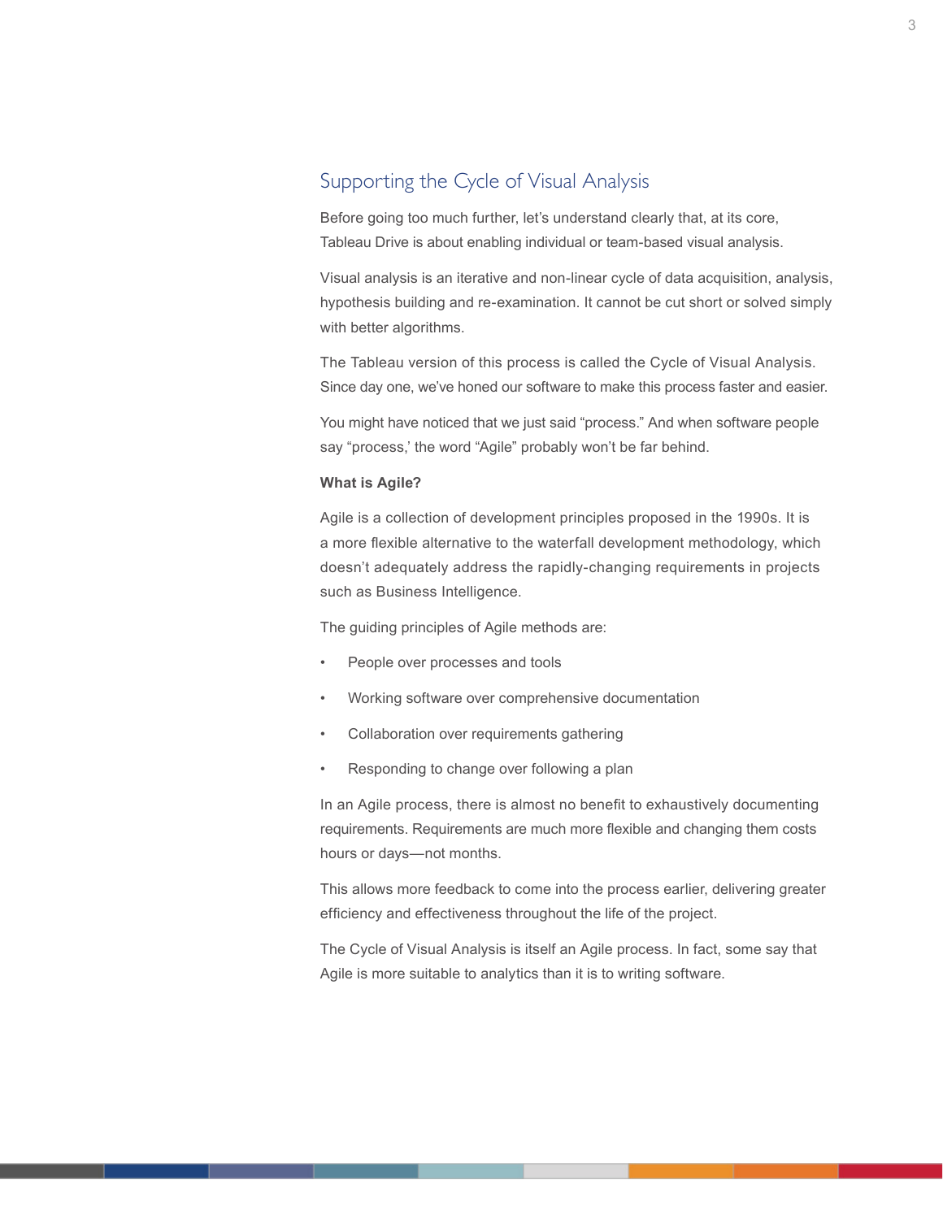## Supporting the Cycle of Visual Analysis

Before going too much further, let's understand clearly that, at its core, Tableau Drive is about enabling individual or team-based visual analysis.

Visual analysis is an iterative and non-linear cycle of data acquisition, analysis, hypothesis building and re-examination. It cannot be cut short or solved simply with better algorithms.

The Tableau version of this process is called the Cycle of Visual Analysis. Since day one, we've honed our software to make this process faster and easier.

You might have noticed that we just said "process." And when software people say "process,' the word "Agile" probably won't be far behind.

**What is Agile?**

Agile is a collection of development principles proposed in the 1990s. It is a more flexible alternative to the waterfall development methodology, which doesn't adequately address the rapidly-changing requirements in projects such as Business Intelligence.

The guiding principles of Agile methods are:

- People over processes and tools
- Working software over comprehensive documentation
- Collaboration over requirements gathering
- Responding to change over following a plan

In an Agile process, there is almost no benefit to exhaustively documenting requirements. Requirements are much more flexible and changing them costs hours or days—not months.

This allows more feedback to come into the process earlier, delivering greater efficiency and effectiveness throughout the life of the project.

The Cycle of Visual Analysis is itself an Agile process. In fact, some say that Agile is more suitable to analytics than it is to writing software.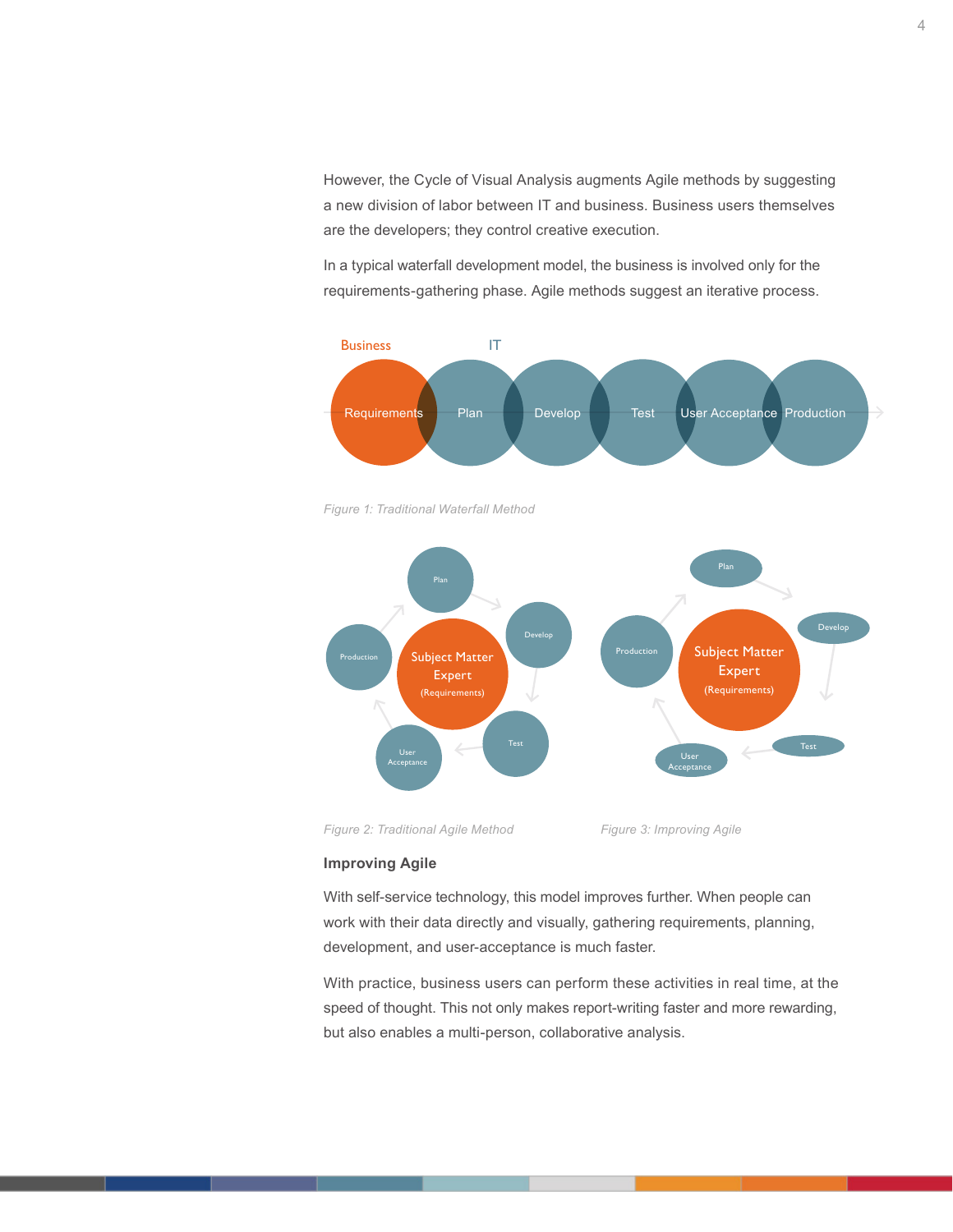However, the Cycle of Visual Analysis augments Agile methods by suggesting a new division of labor between IT and business. Business users themselves are the developers; they control creative execution.

In a typical waterfall development model, the business is involved only for the requirements-gathering phase. Agile methods suggest an iterative process.

Business IT

Requirements Plan Develop Test User Acceptance Production

*Figure 1: Traditional Waterfall Method*

*Figure 2: Traditional Agile Method*

*Figure 3: Improving Agile*

### Improving Agile

With self-service technology, this model improves further. When people can work with their data directly and visually, gathering requirements, planning, development, and user-acceptance is much faster.

With practice, business users can perform these activities in real time, at the speed of thought. This not only makes report-writing faster and more rewarding, but also enables a multi-person, collaborative analysis.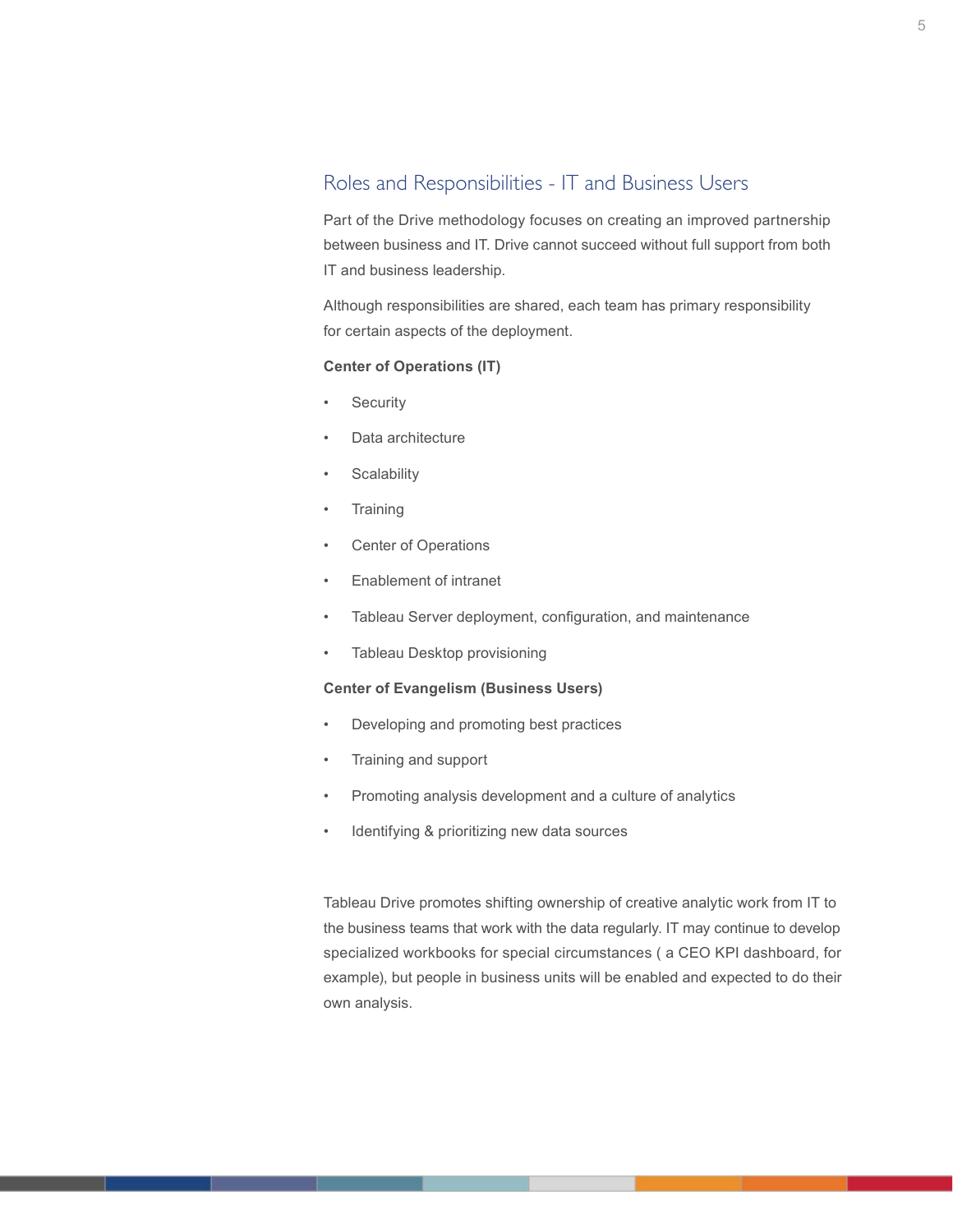## Roles and Responsibilities - IT and Business Users

Part of the Drive methodology focuses on creating an improved partnership between business and IT. Drive cannot succeed without full support from both IT and business leadership.

Although responsibilities are shared, each team has primary responsibility for certain aspects of the deployment.

**Center of Operations (IT)**

- Security
- Data architecture
- Scalability
- Training
- Center of Operations
- Enablement of intranet
- Tableau Server deployment, configuration, and maintenance
- Tableau Desktop provisioning

**Center of Evangelism (Business Users)**

- Developing and promoting best practices
- Training and support
- Promoting analysis development and a culture of analytics
- Identifying & prioritizing new data sources

Tableau Drive promotes shifting ownership of creative analytic work from IT to the business teams that work with the data regularly. IT may continue to develop specialized workbooks for special circumstances ( a CEO KPI dashboard, for example), but people in business units will be enabled and expected to do their own analysis.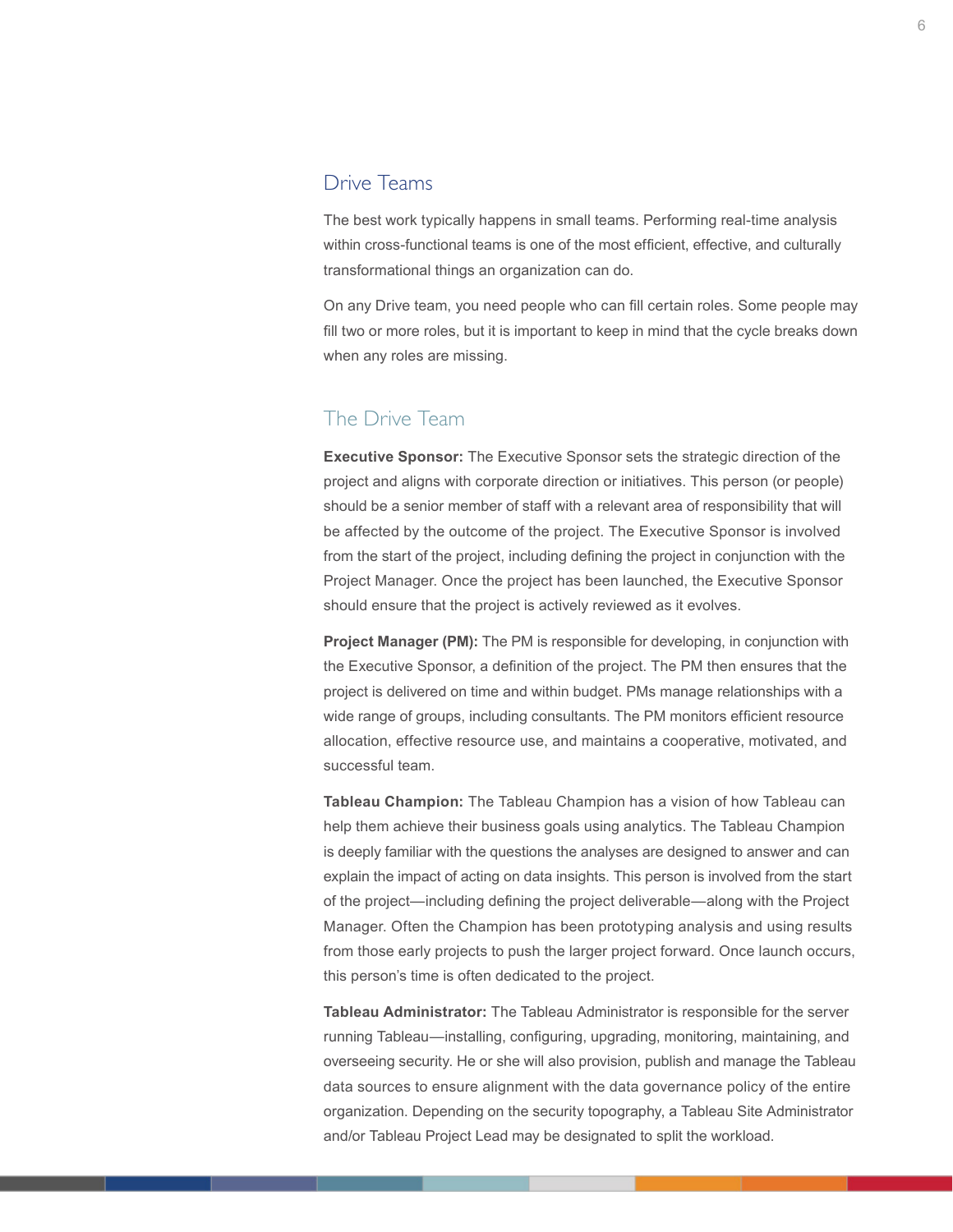## Drive Teams

The best work typically happens in small teams. Performing real-time analysis within cross-functional teams is one of the most efficient, effective, and culturally transformational things an organization can do.

On any Drive team, you need people who can fill certain roles. Some people may fill two or more roles, but it is important to keep in mind that the cycle breaks down when any roles are missing.

### The Drive Team

**Executive Sponsor:** The Executive Sponsor sets the strategic direction of the project and aligns with corporate direction or initiatives. This person (or people) should be a senior member of staff with a relevant area of responsibility that will be affected by the outcome of the project. The Executive Sponsor is involved from the start of the project, including defining the project in conjunction with the Project Manager. Once the project has been launched, the Executive Sponsor should ensure that the project is actively reviewed as it evolves.

**Project Manager (PM):** The PM is responsible for developing, in conjunction with the Executive Sponsor, a definition of the project. The PM then ensures that the project is delivered on time and within budget. PMs manage relationships with a wide range of groups, including consultants. The PM monitors efficient resource allocation, effective resource use, and maintains a cooperative, motivated, and successful team.

**Tableau Champion:** The Tableau Champion has a vision of how Tableau can help them achieve their business goals using analytics. The Tableau Champion is deeply familiar with the questions the analyses are designed to answer and can explain the impact of acting on data insights. This person is involved from the start of the project—including defining the project deliverable—along with the Project Manager. Often the Champion has been prototyping analysis and using results from those early projects to push the larger project forward. Once launch occurs, this person's time is often dedicated to the project.

**Tableau Administrator:** The Tableau Administrator is responsible for the server running Tableau—installing, configuring, upgrading, monitoring, maintaining, and overseeing security. He or she will also provision, publish and manage the Tableau data sources to ensure alignment with the data governance policy of the entire organization. Depending on the security topography, a Tableau Site Administrator and/or Tableau Project Lead may be designated to split the workload.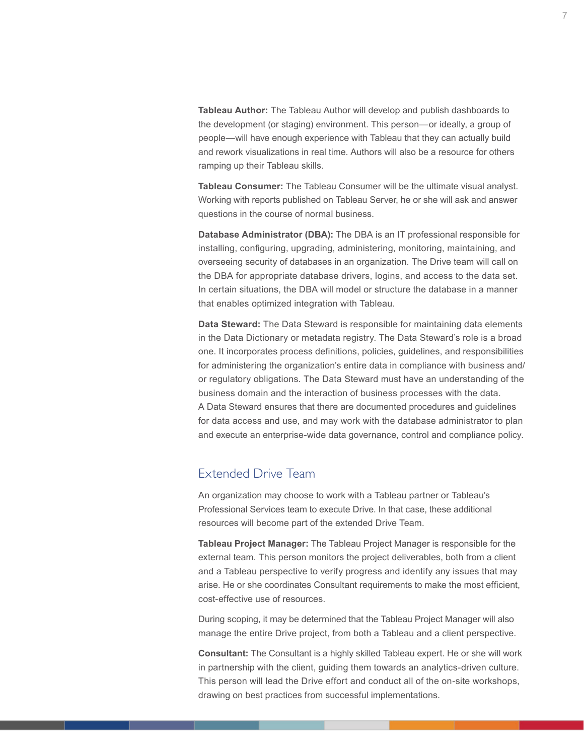**Tableau Author:** The Tableau Author will develop and publish dashboards to the development (or staging) environment. This person—or ideally, a group of people—will have enough experience with Tableau that they can actually build and rework visualizations in real time. Authors will also be a resource for others ramping up their Tableau skills.

**Tableau Consumer:** The Tableau Consumer will be the ultimate visual analyst. Working with reports published on Tableau Server, he or she will ask and answer questions in the course of normal business.

**Database Administrator (DBA):** The DBA is an IT professional responsible for installing, configuring, upgrading, administering, monitoring, maintaining, and overseeing security of databases in an organization. The Drive team will call on the DBA for appropriate database drivers, logins, and access to the data set. In certain situations, the DBA will model or structure the database in a manner that enables optimized integration with Tableau.

**Data Steward:** The Data Steward is responsible for maintaining data elements in the Data Dictionary or metadata registry. The Data Steward's role is a broad one. It incorporates process definitions, policies, guidelines, and responsibilities for administering the organization's entire data in compliance with business and/or regulatory obligations. The Data Steward must have an understanding of the business domain and the interaction of business processes with the data. A Data Steward ensures that there are documented procedures and guidelines for data access and use, and may work with the database administrator to plan and execute an enterprise-wide data governance, control and compliance policy.

## Extended Drive Team

An organization may choose to work with a Tableau partner or Tableau's Professional Services team to execute Drive. In that case, these additional resources will become part of the extended Drive Team.

**Tableau Project Manager:** The Tableau Project Manager is responsible for the external team. This person monitors the project deliverables, both from a client and a Tableau perspective to verify progress and identify any issues that may arise. He or she coordinates Consultant requirements to make the most efficient, cost-effective use of resources.

During scoping, it may be determined that the Tableau Project Manager will also manage the entire Drive project, from both a Tableau and a client perspective.

**Consultant:** The Consultant is a highly skilled Tableau expert. He or she will work in partnership with the client, guiding them towards an analytics-driven culture. This person will lead the Drive effort and conduct all of the on-site workshops, drawing on best practices from successful implementations.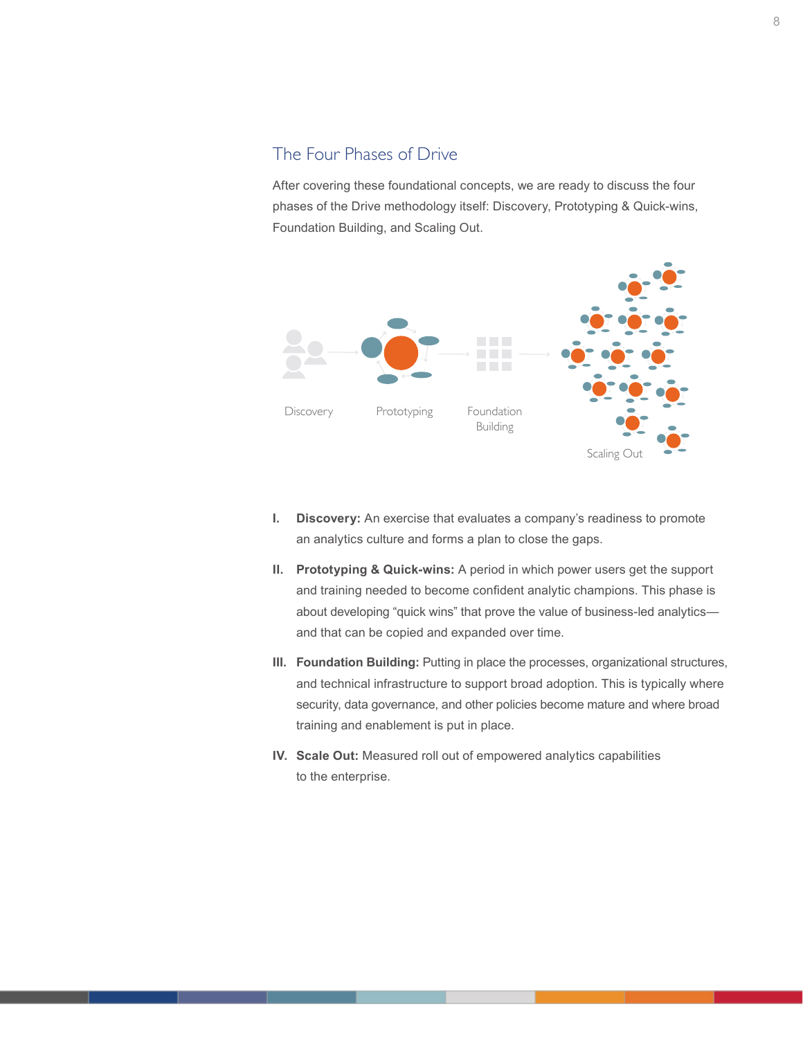## The Four Phases of Drive

After covering these foundational concepts, we are ready to discuss the four phases of the Drive methodology itself: Discovery, Prototyping & Quick-wins, Foundation Building, and Scaling Out.

Discovery

Prototyping

Foundation Building

Scaling Out

I. **Discovery:** An exercise that evaluates a company's readiness to promote an analytics culture and forms a plan to close the gaps.

II. **Prototyping & Quick-wins:** A period in which power users get the support and training needed to become confident analytic champions. This phase is about developing "quick wins" that prove the value of business-led analytics—and that can be copied and expanded over time.

III. **Foundation Building:** Putting in place the processes, organizational structures, and technical infrastructure to support broad adoption. This is typically where security, data governance, and other policies become mature and where broad training and enablement is put in place.

IV. **Scale Out:** Measured roll out of empowered analytics capabilities to the enterprise.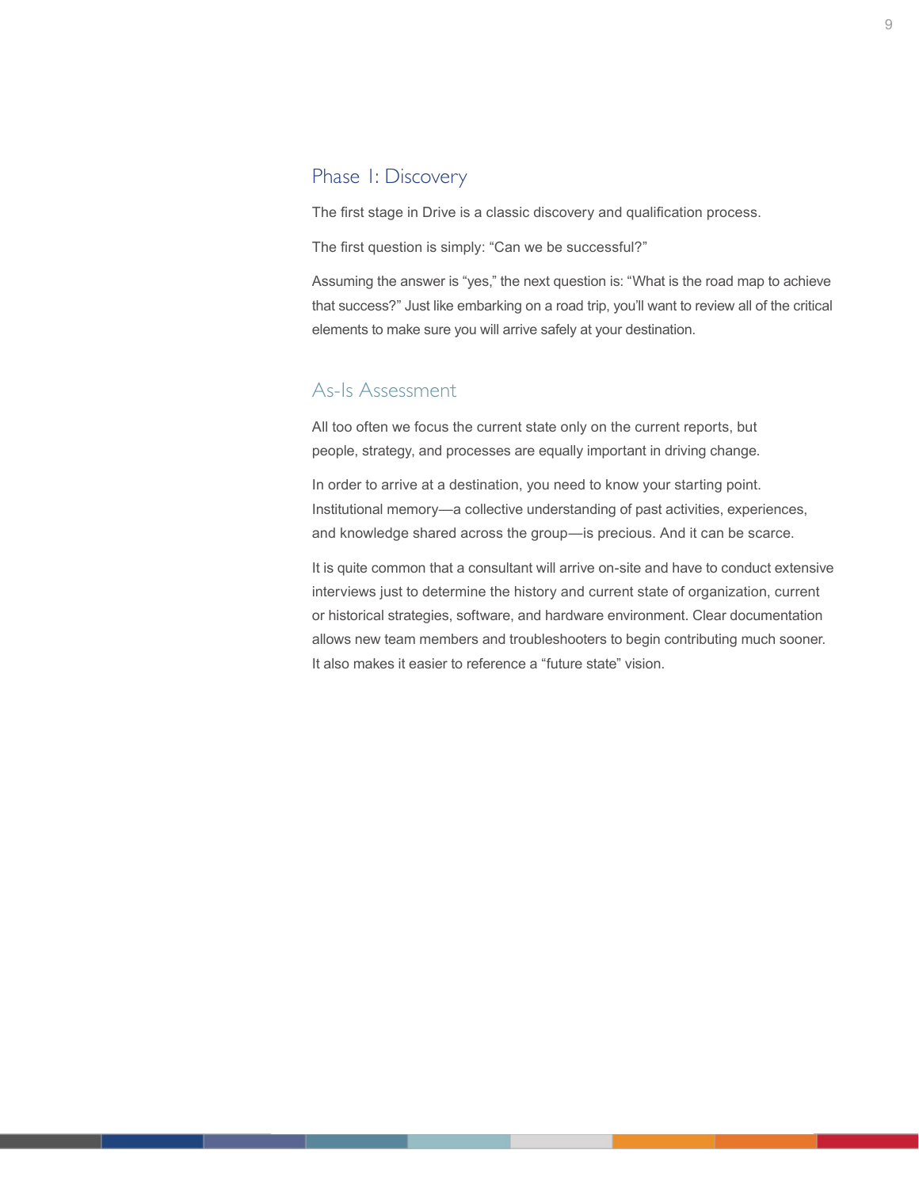## Phase 1: Discovery

The first stage in Drive is a classic discovery and qualification process.

The first question is simply: “Can we be successful?”

Assuming the answer is “yes,” the next question is: “What is the road map to achieve that success?” Just like embarking on a road trip, you’ll want to review all of the critical elements to make sure you will arrive safely at your destination.

### As-Is Assessment

All too often we focus the current state only on the current reports, but people, strategy, and processes are equally important in driving change.

In order to arrive at a destination, you need to know your starting point. Institutional memory—a collective understanding of past activities, experiences, and knowledge shared across the group—is precious. And it can be scarce.

It is quite common that a consultant will arrive on-site and have to conduct extensive interviews just to determine the history and current state of organization, current or historical strategies, software, and hardware environment. Clear documentation allows new team members and troubleshooters to begin contributing much sooner. It also makes it easier to reference a “future state” vision.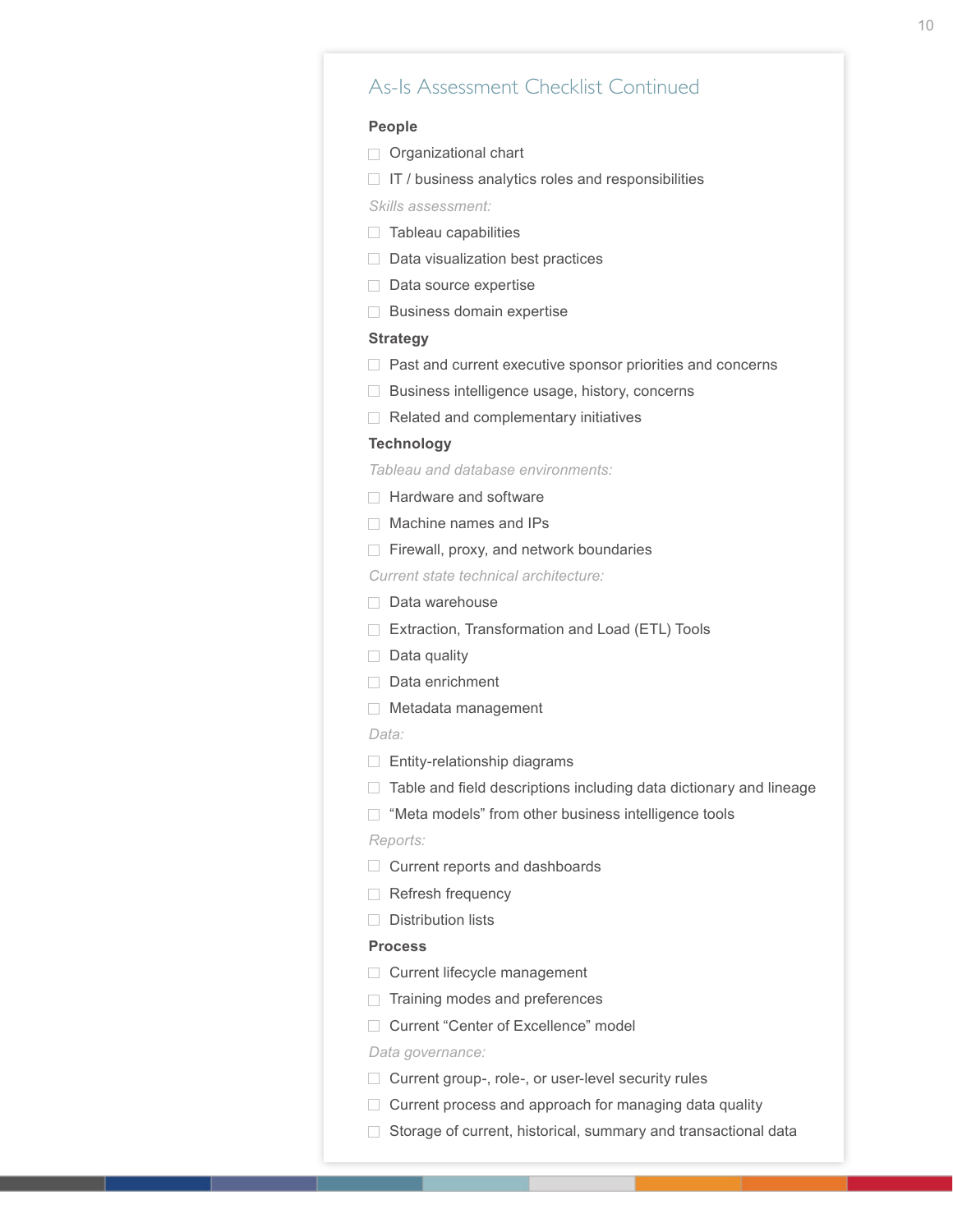## As-Is Assessment Checklist Continued

### People

- [ ] Organizational chart
- [ ] IT / business analytics roles and responsibilities

*Skills assessment:*

- [ ] Tableau capabilities
- [ ] Data visualization best practices
- [ ] Data source expertise
- [ ] Business domain expertise

### Strategy

- [ ] Past and current executive sponsor priorities and concerns
- [ ] Business intelligence usage, history, concerns
- [ ] Related and complementary initiatives

### Technology

*Tableau and database environments:*

- [ ] Hardware and software
- [ ] Machine names and IPs
- [ ] Firewall, proxy, and network boundaries

*Current state technical architecture:*

- [ ] Data warehouse
- [ ] Extraction, Transformation and Load (ETL) Tools
- [ ] Data quality
- [ ] Data enrichment
- [ ] Metadata management

*Data:*

- [ ] Entity-relationship diagrams
- [ ] Table and field descriptions including data dictionary and lineage
- [ ] "Meta models" from other business intelligence tools

*Reports:*

- [ ] Current reports and dashboards
- [ ] Refresh frequency
- [ ] Distribution lists

### Process

- [ ] Current lifecycle management
- [ ] Training modes and preferences
- [ ] Current "Center of Excellence" model

*Data governance:*

- [ ] Current group-, role-, or user-level security rules
- [ ] Current process and approach for managing data quality
- [ ] Storage of current, historical, summary and transactional data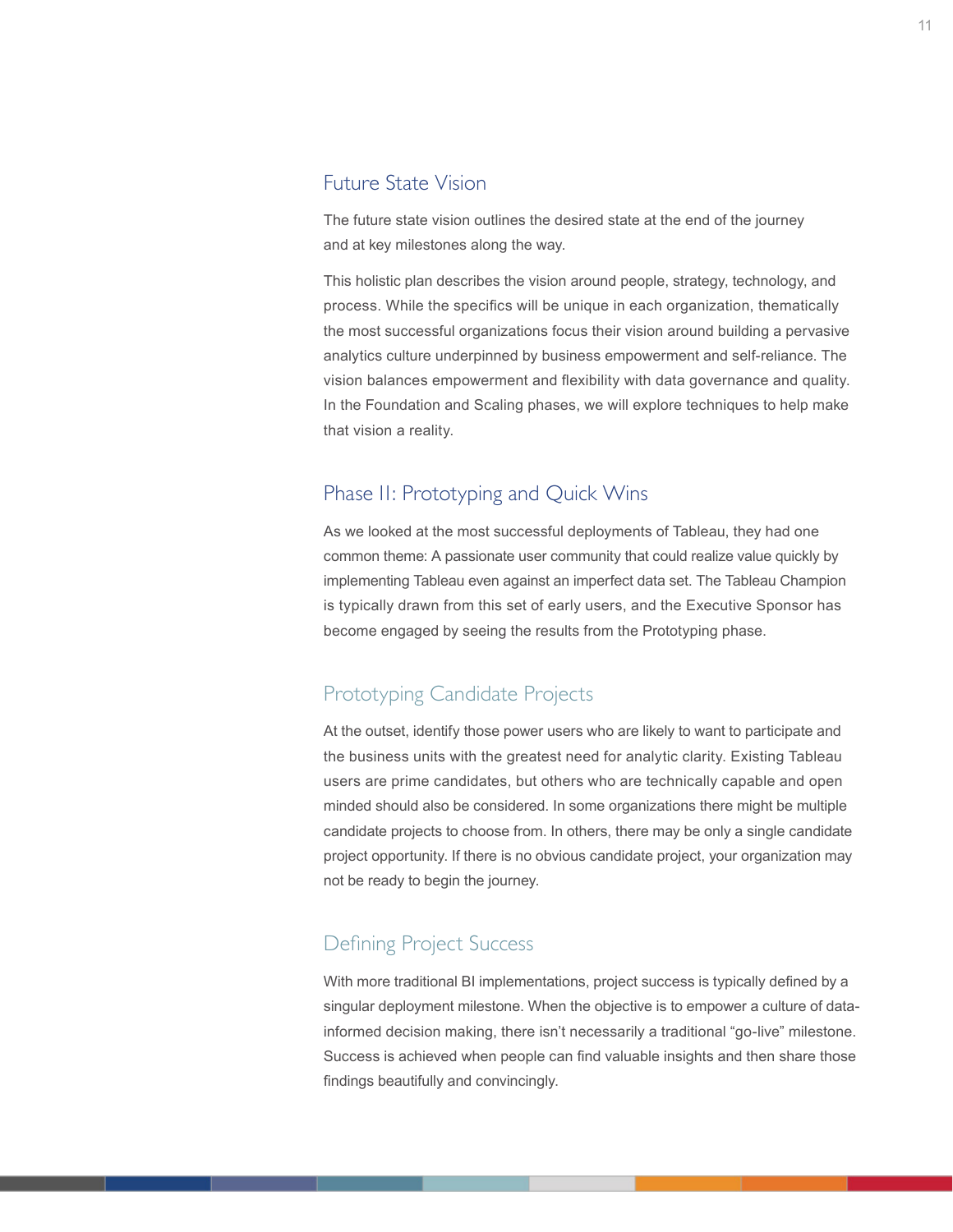## Future State Vision

The future state vision outlines the desired state at the end of the journey and at key milestones along the way.

This holistic plan describes the vision around people, strategy, technology, and process. While the specifics will be unique in each organization, thematically the most successful organizations focus their vision around building a pervasive analytics culture underpinned by business empowerment and self-reliance. The vision balances empowerment and flexibility with data governance and quality. In the Foundation and Scaling phases, we will explore techniques to help make that vision a reality.

## Phase II: Prototyping and Quick Wins

As we looked at the most successful deployments of Tableau, they had one common theme: A passionate user community that could realize value quickly by implementing Tableau even against an imperfect data set. The Tableau Champion is typically drawn from this set of early users, and the Executive Sponsor has become engaged by seeing the results from the Prototyping phase.

### Prototyping Candidate Projects

At the outset, identify those power users who are likely to want to participate and the business units with the greatest need for analytic clarity. Existing Tableau users are prime candidates, but others who are technically capable and open minded should also be considered. In some organizations there might be multiple candidate projects to choose from. In others, there may be only a single candidate project opportunity. If there is no obvious candidate project, your organization may not be ready to begin the journey.

### Defining Project Success

With more traditional BI implementations, project success is typically defined by a singular deployment milestone. When the objective is to empower a culture of data-informed decision making, there isn't necessarily a traditional "go-live" milestone. Success is achieved when people can find valuable insights and then share those findings beautifully and convincingly.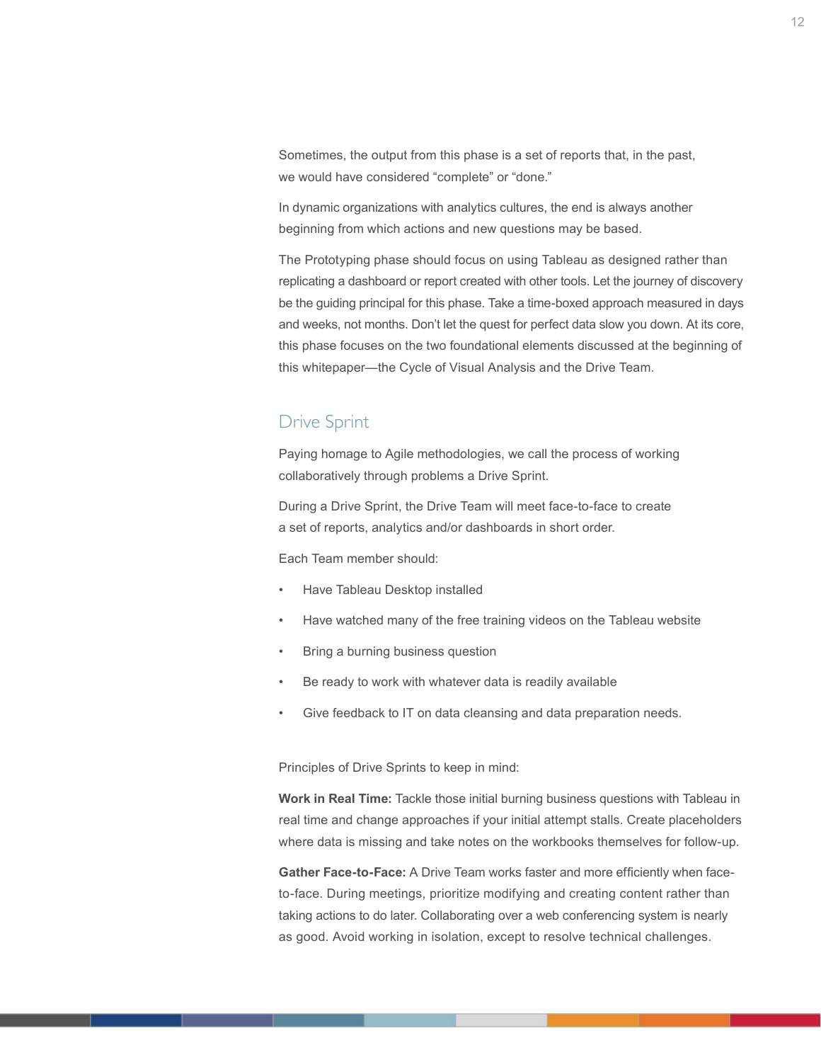Sometimes, the output from this phase is a set of reports that, in the past, we would have considered “complete” or “done.”

In dynamic organizations with analytics cultures, the end is always another beginning from which actions and new questions may be based.

The Prototyping phase should focus on using Tableau as designed rather than replicating a dashboard or report created with other tools. Let the journey of discovery be the guiding principal for this phase. Take a time-boxed approach measured in days and weeks, not months. Don’t let the quest for perfect data slow you down. At its core, this phase focuses on the two foundational elements discussed at the beginning of this whitepaper—the Cycle of Visual Analysis and the Drive Team.

## Drive Sprint

Paying homage to Agile methodologies, we call the process of working collaboratively through problems a Drive Sprint.

During a Drive Sprint, the Drive Team will meet face-to-face to create a set of reports, analytics and/or dashboards in short order.

Each Team member should:

- Have Tableau Desktop installed
- Have watched many of the free training videos on the Tableau website
- Bring a burning business question
- Be ready to work with whatever data is readily available
- Give feedback to IT on data cleansing and data preparation needs.

Principles of Drive Sprints to keep in mind:

**Work in Real Time:** Tackle those initial burning business questions with Tableau in real time and change approaches if your initial attempt stalls. Create placeholders where data is missing and take notes on the workbooks themselves for follow-up.

**Gather Face-to-Face:** A Drive Team works faster and more efficiently when face-to-face. During meetings, prioritize modifying and creating content rather than taking actions to do later. Collaborating over a web conferencing system is nearly as good. Avoid working in isolation, except to resolve technical challenges.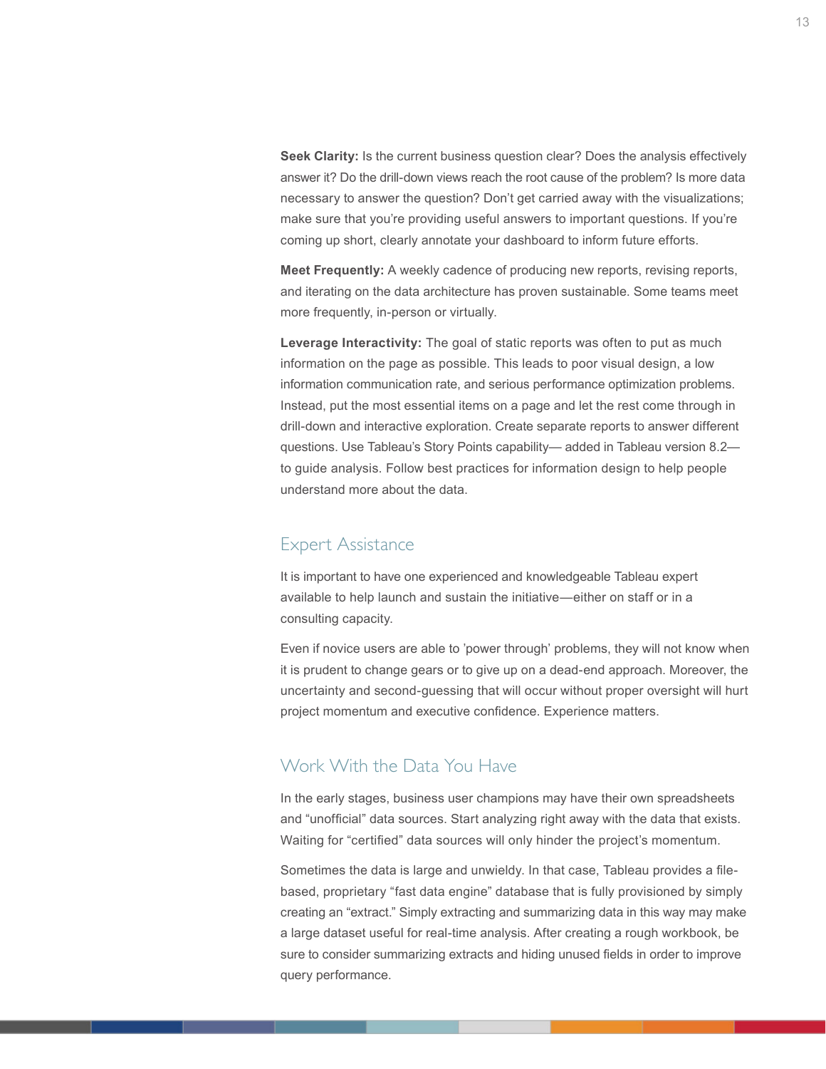**Seek Clarity:** Is the current business question clear? Does the analysis effectively answer it? Do the drill-down views reach the root cause of the problem? Is more data necessary to answer the question? Don't get carried away with the visualizations; make sure that you're providing useful answers to important questions. If you're coming up short, clearly annotate your dashboard to inform future efforts.

**Meet Frequently:** A weekly cadence of producing new reports, revising reports, and iterating on the data architecture has proven sustainable. Some teams meet more frequently, in-person or virtually.

**Leverage Interactivity:** The goal of static reports was often to put as much information on the page as possible. This leads to poor visual design, a low information communication rate, and serious performance optimization problems. Instead, put the most essential items on a page and let the rest come through in drill-down and interactive exploration. Create separate reports to answer different questions. Use Tableau's Story Points capability— added in Tableau version 8.2— to guide analysis. Follow best practices for information design to help people understand more about the data.

## Expert Assistance

It is important to have one experienced and knowledgeable Tableau expert available to help launch and sustain the initiative—either on staff or in a consulting capacity.

Even if novice users are able to 'power through' problems, they will not know when it is prudent to change gears or to give up on a dead-end approach. Moreover, the uncertainty and second-guessing that will occur without proper oversight will hurt project momentum and executive confidence. Experience matters.

## Work With the Data You Have

In the early stages, business user champions may have their own spreadsheets and "unofficial" data sources. Start analyzing right away with the data that exists. Waiting for "certified" data sources will only hinder the project's momentum.

Sometimes the data is large and unwieldy. In that case, Tableau provides a file-based, proprietary "fast data engine" database that is fully provisioned by simply creating an "extract." Simply extracting and summarizing data in this way may make a large dataset useful for real-time analysis. After creating a rough workbook, be sure to consider summarizing extracts and hiding unused fields in order to improve query performance.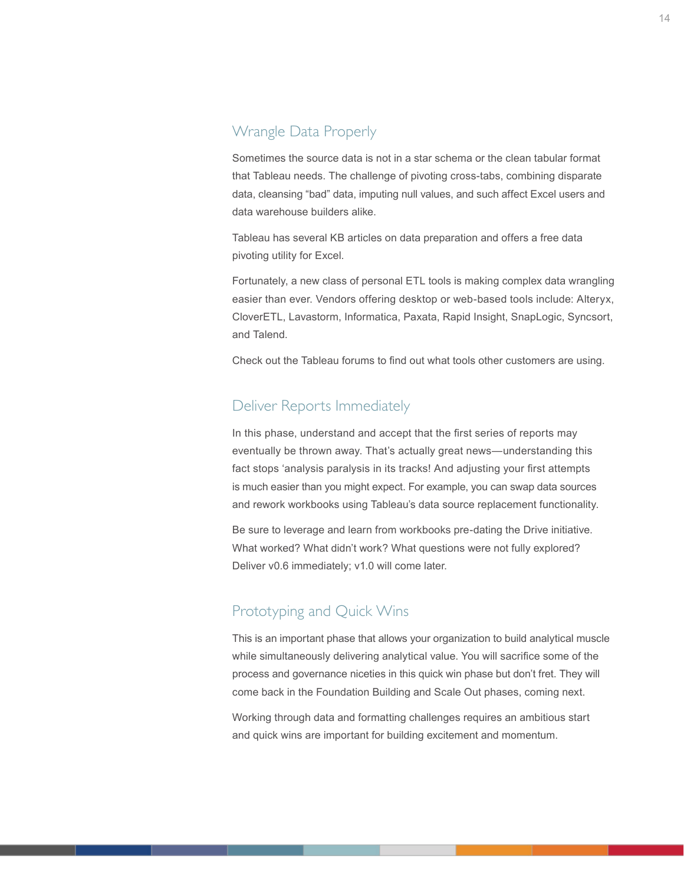## Wrangle Data Properly

Sometimes the source data is not in a star schema or the clean tabular format that Tableau needs. The challenge of pivoting cross-tabs, combining disparate data, cleansing "bad" data, imputing null values, and such affect Excel users and data warehouse builders alike.

Tableau has several KB articles on data preparation and offers a free data pivoting utility for Excel.

Fortunately, a new class of personal ETL tools is making complex data wrangling easier than ever. Vendors offering desktop or web-based tools include: Alteryx, CloverETL, Lavastorm, Informatica, Paxata, Rapid Insight, SnapLogic, Syncsort, and Talend.

Check out the Tableau forums to find out what tools other customers are using.

## Deliver Reports Immediately

In this phase, understand and accept that the first series of reports may eventually be thrown away. That's actually great news—understanding this fact stops 'analysis paralysis in its tracks! And adjusting your first attempts is much easier than you might expect. For example, you can swap data sources and rework workbooks using Tableau's data source replacement functionality.

Be sure to leverage and learn from workbooks pre-dating the Drive initiative. What worked? What didn't work? What questions were not fully explored? Deliver v0.6 immediately; v1.0 will come later.

## Prototyping and Quick Wins

This is an important phase that allows your organization to build analytical muscle while simultaneously delivering analytical value. You will sacrifice some of the process and governance niceties in this quick win phase but don't fret. They will come back in the Foundation Building and Scale Out phases, coming next.

Working through data and formatting challenges requires an ambitious start and quick wins are important for building excitement and momentum.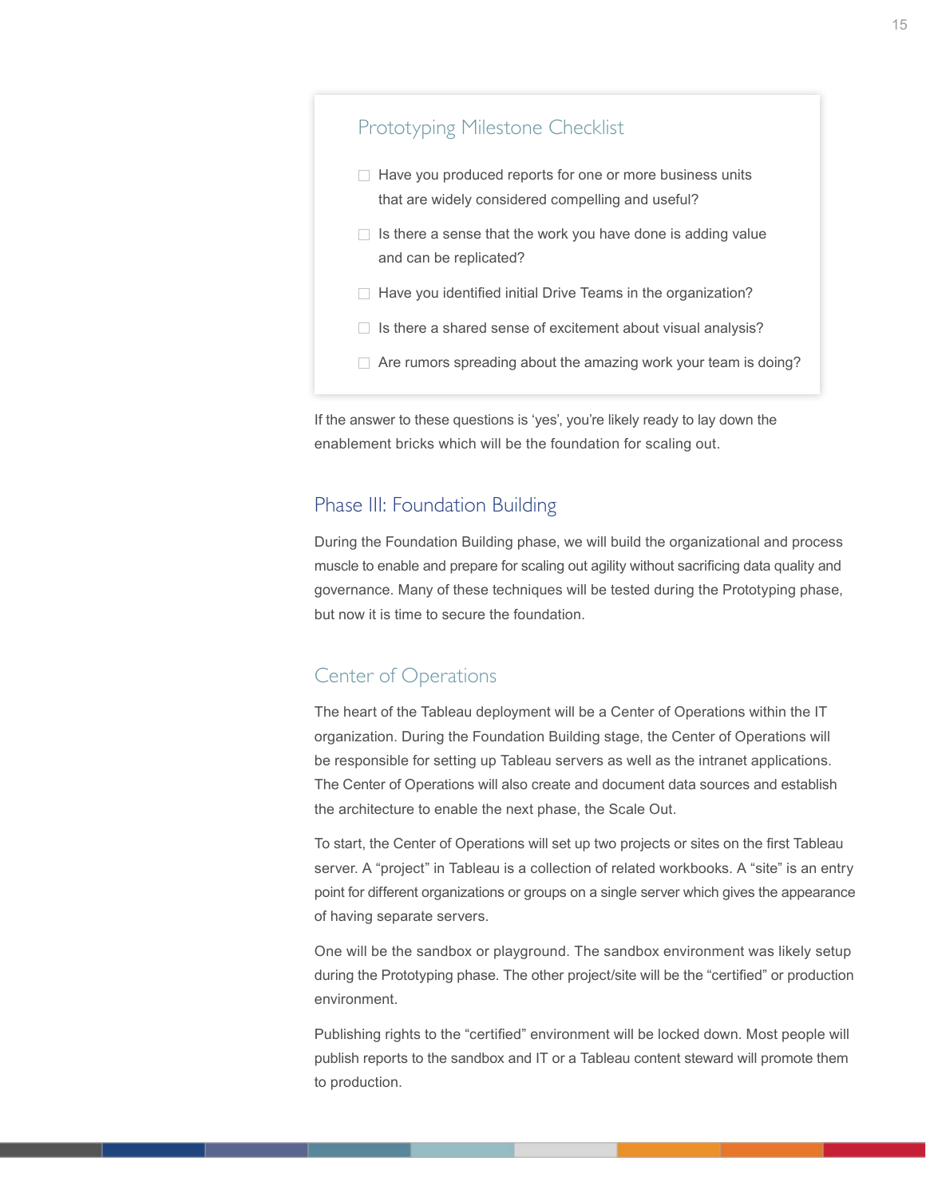### Prototyping Milestone Checklist

- ☐ Have you produced reports for one or more business units that are widely considered compelling and useful?
- ☐ Is there a sense that the work you have done is adding value and can be replicated?
- ☐ Have you identified initial Drive Teams in the organization?
- ☐ Is there a shared sense of excitement about visual analysis?
- ☐ Are rumors spreading about the amazing work your team is doing?

If the answer to these questions is ‘yes’, you’re likely ready to lay down the enablement bricks which will be the foundation for scaling out.

## Phase III: Foundation Building

During the Foundation Building phase, we will build the organizational and process muscle to enable and prepare for scaling out agility without sacrificing data quality and governance. Many of these techniques will be tested during the Prototyping phase, but now it is time to secure the foundation.

### Center of Operations

The heart of the Tableau deployment will be a Center of Operations within the IT organization. During the Foundation Building stage, the Center of Operations will be responsible for setting up Tableau servers as well as the intranet applications. The Center of Operations will also create and document data sources and establish the architecture to enable the next phase, the Scale Out.

To start, the Center of Operations will set up two projects or sites on the first Tableau server. A “project” in Tableau is a collection of related workbooks. A “site” is an entry point for different organizations or groups on a single server which gives the appearance of having separate servers.

One will be the sandbox or playground. The sandbox environment was likely setup during the Prototyping phase. The other project/site will be the “certified” or production environment.

Publishing rights to the “certified” environment will be locked down. Most people will publish reports to the sandbox and IT or a Tableau content steward will promote them to production.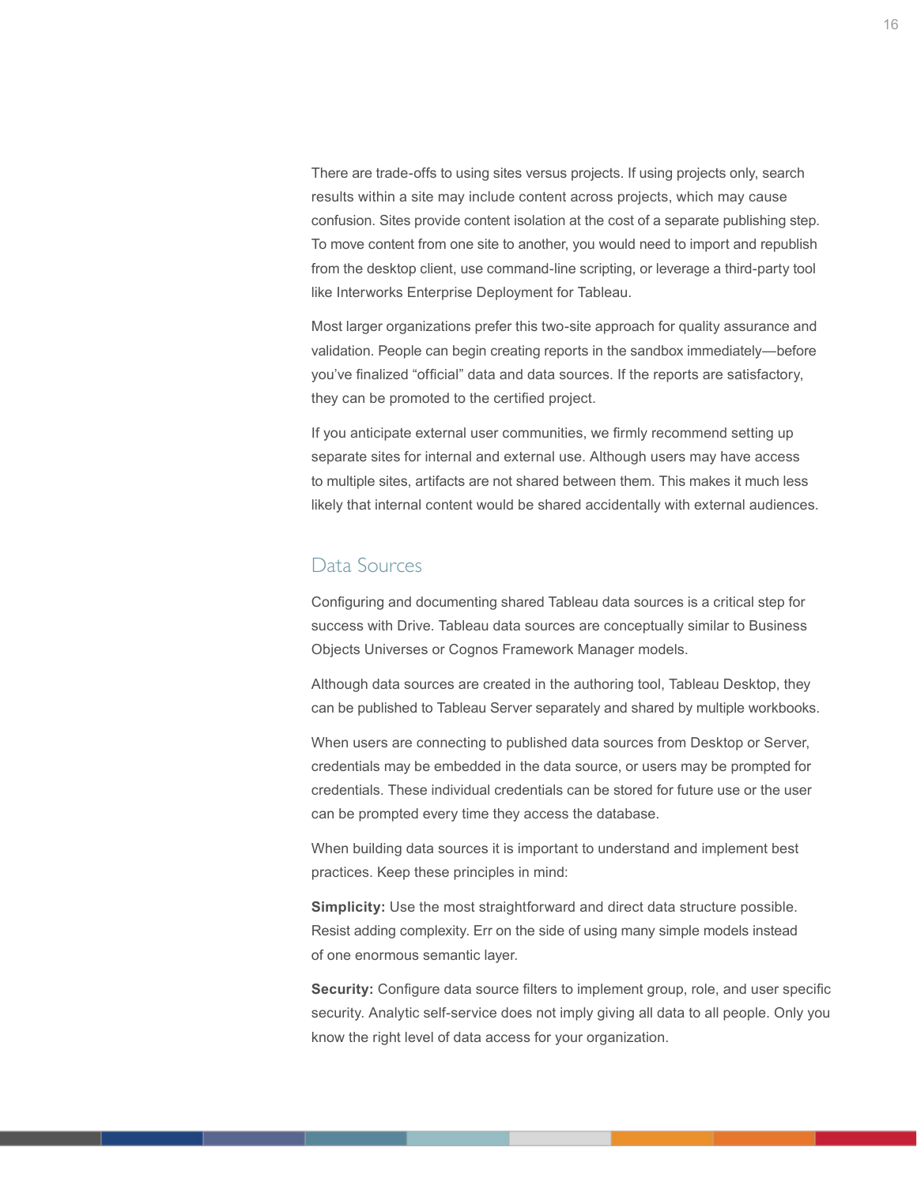There are trade-offs to using sites versus projects. If using projects only, search results within a site may include content across projects, which may cause confusion. Sites provide content isolation at the cost of a separate publishing step. To move content from one site to another, you would need to import and republish from the desktop client, use command-line scripting, or leverage a third-party tool like Interworks Enterprise Deployment for Tableau.

Most larger organizations prefer this two-site approach for quality assurance and validation. People can begin creating reports in the sandbox immediately—before you've finalized "official" data and data sources. If the reports are satisfactory, they can be promoted to the certified project.

If you anticipate external user communities, we firmly recommend setting up separate sites for internal and external use. Although users may have access to multiple sites, artifacts are not shared between them. This makes it much less likely that internal content would be shared accidentally with external audiences.

## Data Sources

Configuring and documenting shared Tableau data sources is a critical step for success with Drive. Tableau data sources are conceptually similar to Business Objects Universes or Cognos Framework Manager models.

Although data sources are created in the authoring tool, Tableau Desktop, they can be published to Tableau Server separately and shared by multiple workbooks.

When users are connecting to published data sources from Desktop or Server, credentials may be embedded in the data source, or users may be prompted for credentials. These individual credentials can be stored for future use or the user can be prompted every time they access the database.

When building data sources it is important to understand and implement best practices. Keep these principles in mind:

**Simplicity:** Use the most straightforward and direct data structure possible. Resist adding complexity. Err on the side of using many simple models instead of one enormous semantic layer.

**Security:** Configure data source filters to implement group, role, and user specific security. Analytic self-service does not imply giving all data to all people. Only you know the right level of data access for your organization.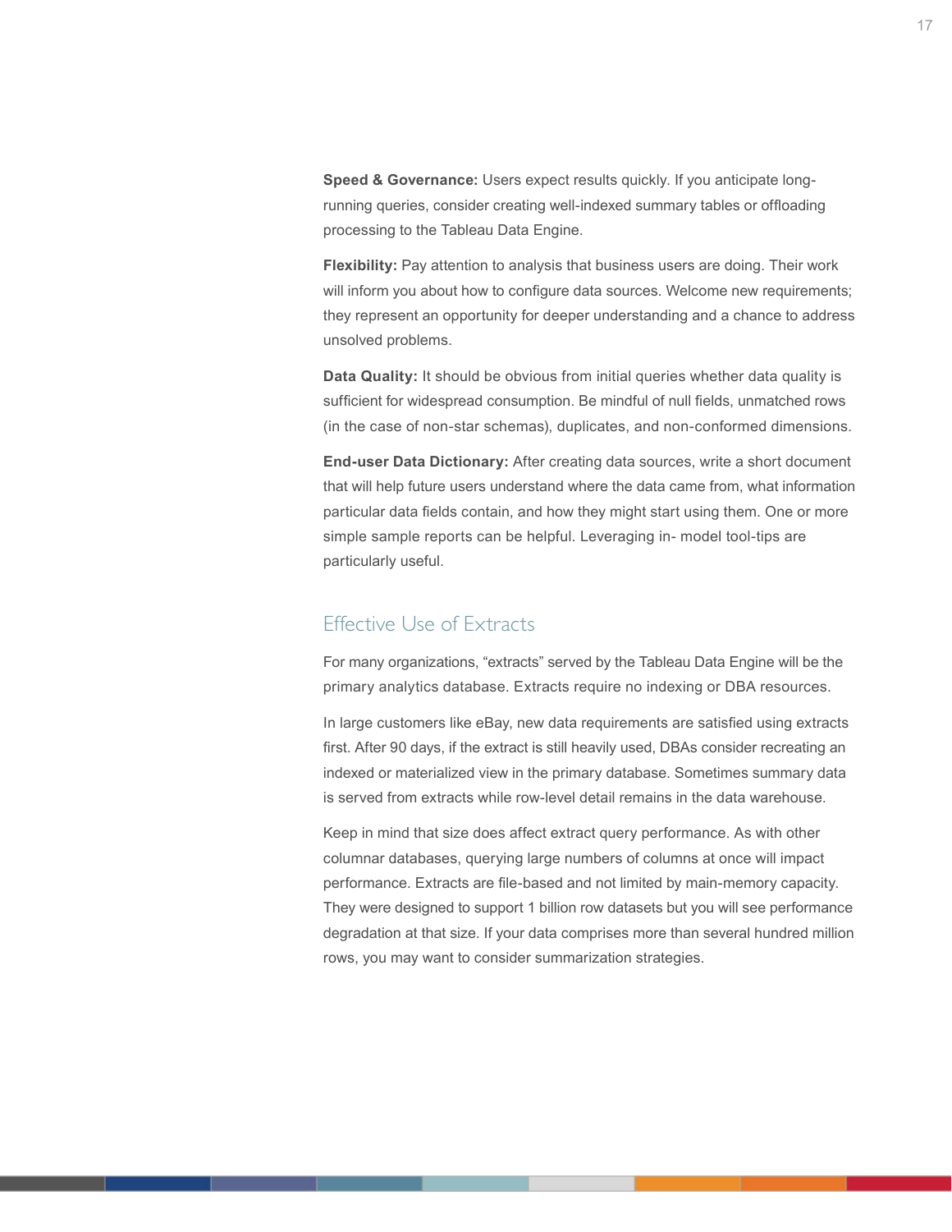**Speed & Governance:** Users expect results quickly. If you anticipate long-running queries, consider creating well-indexed summary tables or offloading processing to the Tableau Data Engine.

**Flexibility:** Pay attention to analysis that business users are doing. Their work will inform you about how to configure data sources. Welcome new requirements; they represent an opportunity for deeper understanding and a chance to address unsolved problems.

**Data Quality:** It should be obvious from initial queries whether data quality is sufficient for widespread consumption. Be mindful of null fields, unmatched rows (in the case of non-star schemas), duplicates, and non-conformed dimensions.

**End-user Data Dictionary:** After creating data sources, write a short document that will help future users understand where the data came from, what information particular data fields contain, and how they might start using them. One or more simple sample reports can be helpful. Leveraging in- model tool-tips are particularly useful.

## Effective Use of Extracts

For many organizations, “extracts” served by the Tableau Data Engine will be the primary analytics database. Extracts require no indexing or DBA resources.

In large customers like eBay, new data requirements are satisfied using extracts first. After 90 days, if the extract is still heavily used, DBAs consider recreating an indexed or materialized view in the primary database. Sometimes summary data is served from extracts while row-level detail remains in the data warehouse.

Keep in mind that size does affect extract query performance. As with other columnar databases, querying large numbers of columns at once will impact performance. Extracts are file-based and not limited by main-memory capacity. They were designed to support 1 billion row datasets but you will see performance degradation at that size. If your data comprises more than several hundred million rows, you may want to consider summarization strategies.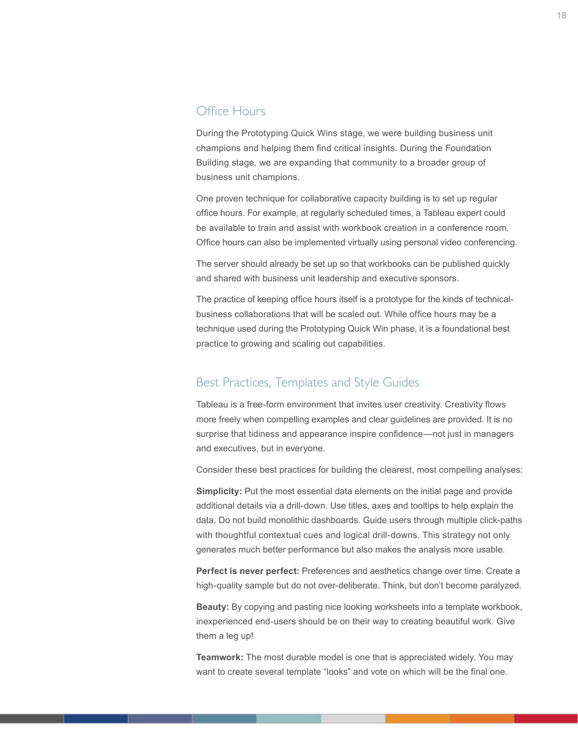## Office Hours

During the Prototyping Quick Wins stage, we were building business unit champions and helping them find critical insights. During the Foundation Building stage, we are expanding that community to a broader group of business unit champions.

One proven technique for collaborative capacity building is to set up regular office hours. For example, at regularly scheduled times, a Tableau expert could be available to train and assist with workbook creation in a conference room. Office hours can also be implemented virtually using personal video conferencing.

The server should already be set up so that workbooks can be published quickly and shared with business unit leadership and executive sponsors.

The practice of keeping office hours itself is a prototype for the kinds of technical-business collaborations that will be scaled out. While office hours may be a technique used during the Prototyping Quick Win phase, it is a foundational best practice to growing and scaling out capabilities.

## Best Practices, Templates and Style Guides

Tableau is a free-form environment that invites user creativity. Creativity flows more freely when compelling examples and clear guidelines are provided. It is no surprise that tidiness and appearance inspire confidence—not just in managers and executives, but in everyone.

Consider these best practices for building the clearest, most compelling analyses:

**Simplicity:** Put the most essential data elements on the initial page and provide additional details via a drill-down. Use titles, axes and tooltips to help explain the data. Do not build monolithic dashboards. Guide users through multiple click-paths with thoughtful contextual cues and logical drill-downs. This strategy not only generates much better performance but also makes the analysis more usable.

**Perfect is never perfect:** Preferences and aesthetics change over time. Create a high-quality sample but do not over-deliberate. Think, but don't become paralyzed.

**Beauty:** By copying and pasting nice looking worksheets into a template workbook, inexperienced end-users should be on their way to creating beautiful work. Give them a leg up!

**Teamwork:** The most durable model is one that is appreciated widely. You may want to create several template "looks" and vote on which will be the final one.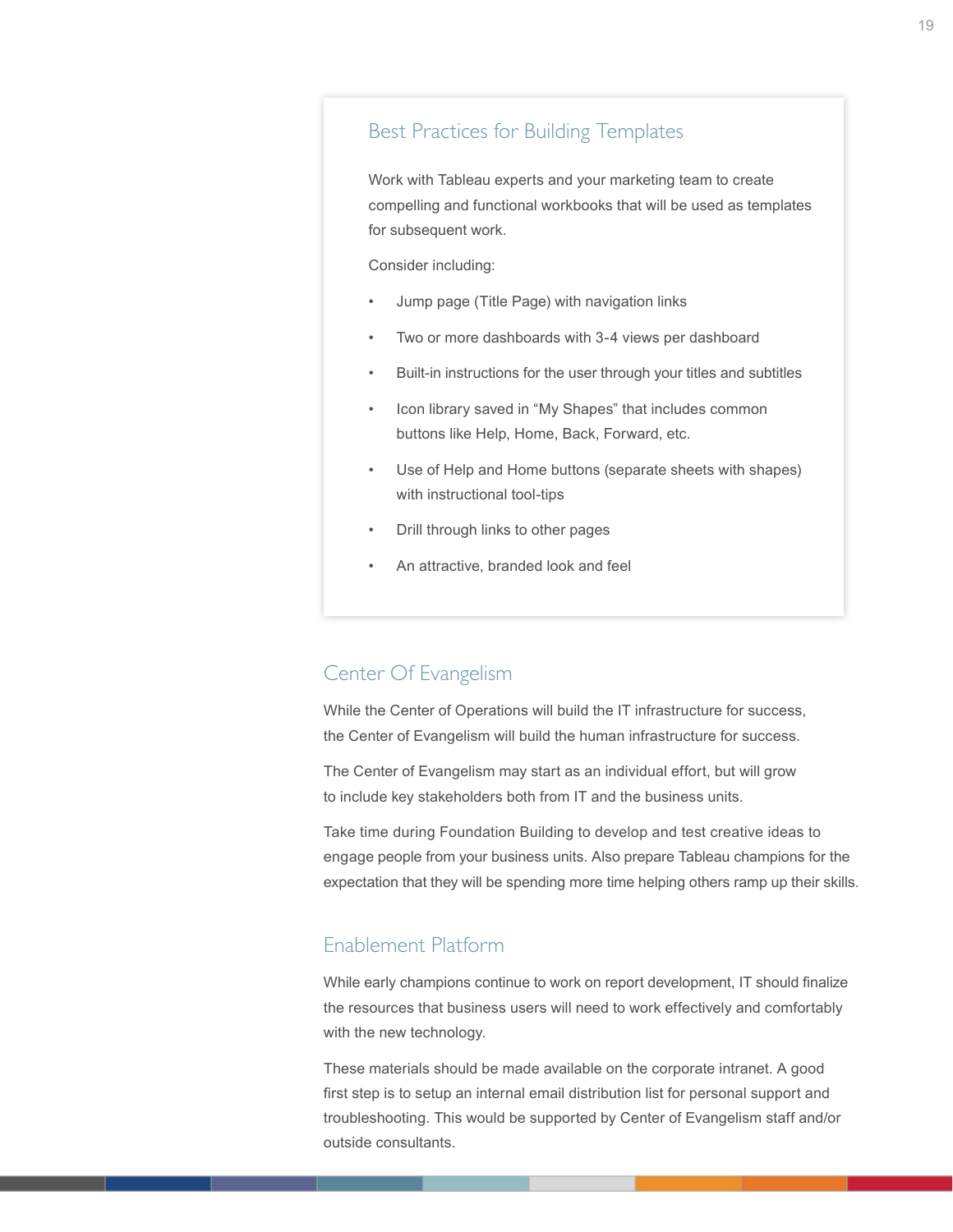## Best Practices for Building Templates

Work with Tableau experts and your marketing team to create compelling and functional workbooks that will be used as templates for subsequent work.

Consider including:

- Jump page (Title Page) with navigation links
- Two or more dashboards with 3-4 views per dashboard
- Built-in instructions for the user through your titles and subtitles
- Icon library saved in "My Shapes" that includes common buttons like Help, Home, Back, Forward, etc.
- Use of Help and Home buttons (separate sheets with shapes) with instructional tool-tips
- Drill through links to other pages
- An attractive, branded look and feel

## Center Of Evangelism

While the Center of Operations will build the IT infrastructure for success, the Center of Evangelism will build the human infrastructure for success.

The Center of Evangelism may start as an individual effort, but will grow to include key stakeholders both from IT and the business units.

Take time during Foundation Building to develop and test creative ideas to engage people from your business units. Also prepare Tableau champions for the expectation that they will be spending more time helping others ramp up their skills.

## Enablement Platform

While early champions continue to work on report development, IT should finalize the resources that business users will need to work effectively and comfortably with the new technology.

These materials should be made available on the corporate intranet. A good first step is to setup an internal email distribution list for personal support and troubleshooting. This would be supported by Center of Evangelism staff and/or outside consultants.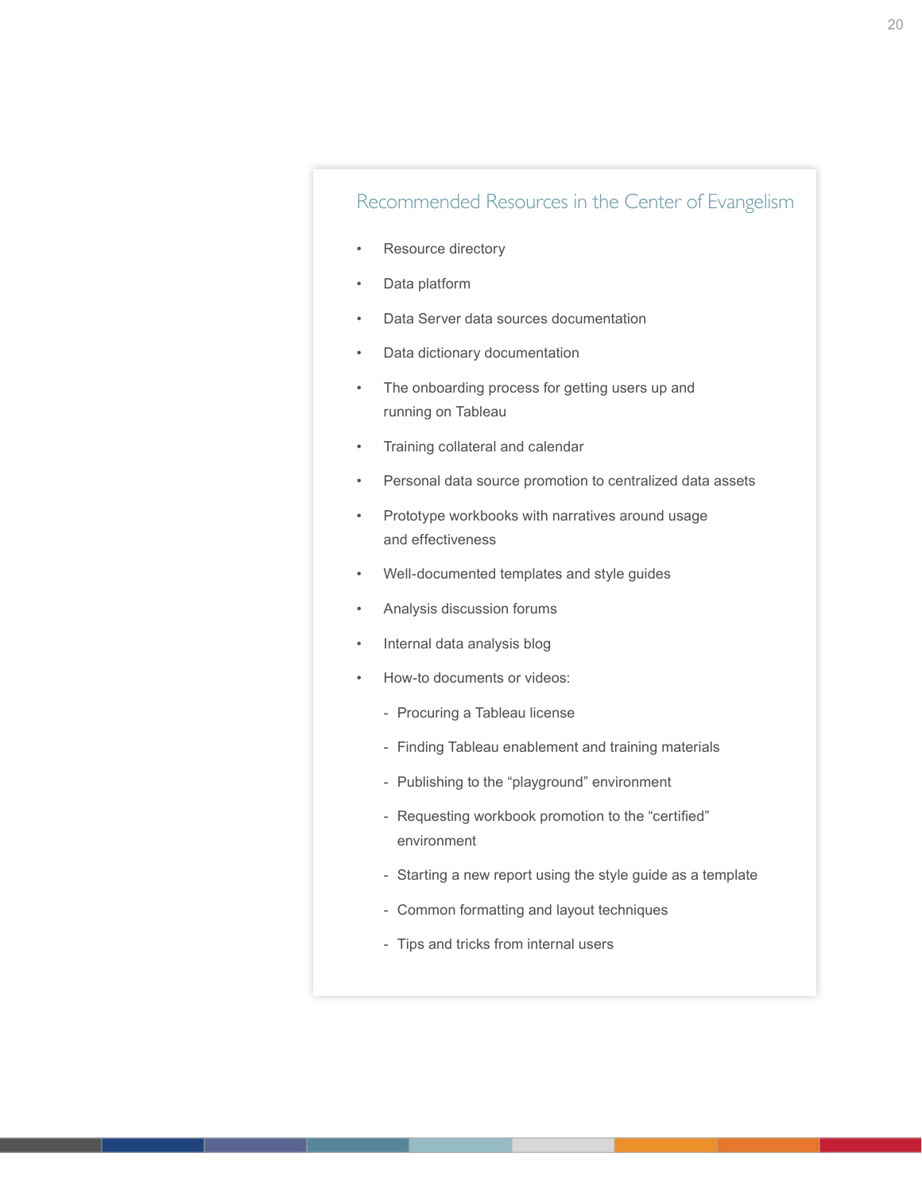## Recommended Resources in the Center of Evangelism

- Resource directory
- Data platform
- Data Server data sources documentation
- Data dictionary documentation
- The onboarding process for getting users up and running on Tableau
- Training collateral and calendar
- Personal data source promotion to centralized data assets
- Prototype workbooks with narratives around usage and effectiveness
- Well-documented templates and style guides
- Analysis discussion forums
- Internal data analysis blog
- How-to documents or videos:
  - Procuring a Tableau license
  - Finding Tableau enablement and training materials
  - Publishing to the “playground” environment
  - Requesting workbook promotion to the “certified” environment
  - Starting a new report using the style guide as a template
  - Common formatting and layout techniques
  - Tips and tricks from internal users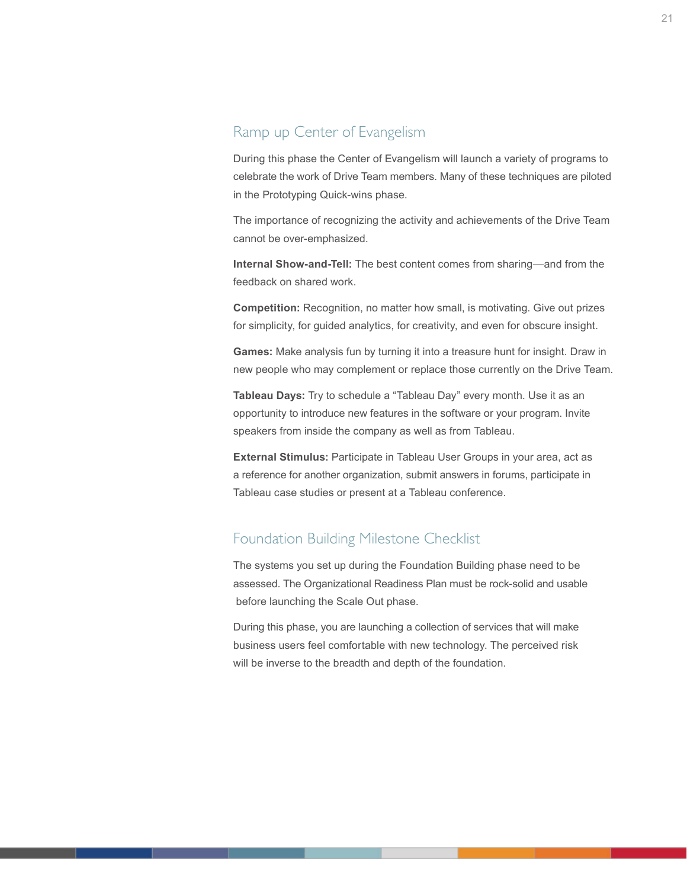## Ramp up Center of Evangelism

During this phase the Center of Evangelism will launch a variety of programs to celebrate the work of Drive Team members. Many of these techniques are piloted in the Prototyping Quick-wins phase.

The importance of recognizing the activity and achievements of the Drive Team cannot be over-emphasized.

**Internal Show-and-Tell:** The best content comes from sharing—and from the feedback on shared work.

**Competition:** Recognition, no matter how small, is motivating. Give out prizes for simplicity, for guided analytics, for creativity, and even for obscure insight.

**Games:** Make analysis fun by turning it into a treasure hunt for insight. Draw in new people who may complement or replace those currently on the Drive Team.

**Tableau Days:** Try to schedule a "Tableau Day" every month. Use it as an opportunity to introduce new features in the software or your program. Invite speakers from inside the company as well as from Tableau.

**External Stimulus:** Participate in Tableau User Groups in your area, act as a reference for another organization, submit answers in forums, participate in Tableau case studies or present at a Tableau conference.

## Foundation Building Milestone Checklist

The systems you set up during the Foundation Building phase need to be assessed. The Organizational Readiness Plan must be rock-solid and usable before launching the Scale Out phase.

During this phase, you are launching a collection of services that will make business users feel comfortable with new technology. The perceived risk will be inverse to the breadth and depth of the foundation.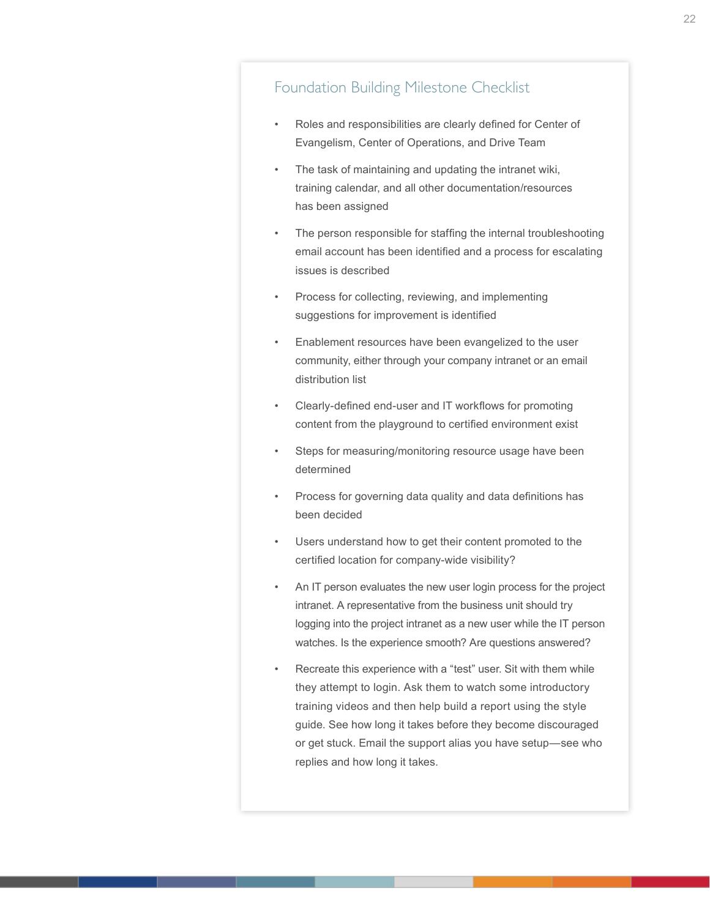## Foundation Building Milestone Checklist

- Roles and responsibilities are clearly defined for Center of Evangelism, Center of Operations, and Drive Team
- The task of maintaining and updating the intranet wiki, training calendar, and all other documentation/resources has been assigned
- The person responsible for staffing the internal troubleshooting email account has been identified and a process for escalating issues is described
- Process for collecting, reviewing, and implementing suggestions for improvement is identified
- Enablement resources have been evangelized to the user community, either through your company intranet or an email distribution list
- Clearly-defined end-user and IT workflows for promoting content from the playground to certified environment exist
- Steps for measuring/monitoring resource usage have been determined
- Process for governing data quality and data definitions has been decided
- Users understand how to get their content promoted to the certified location for company-wide visibility?
- An IT person evaluates the new user login process for the project intranet. A representative from the business unit should try logging into the project intranet as a new user while the IT person watches. Is the experience smooth? Are questions answered?
- Recreate this experience with a "test" user. Sit with them while they attempt to login. Ask them to watch some introductory training videos and then help build a report using the style guide. See how long it takes before they become discouraged or get stuck. Email the support alias you have setup—see who replies and how long it takes.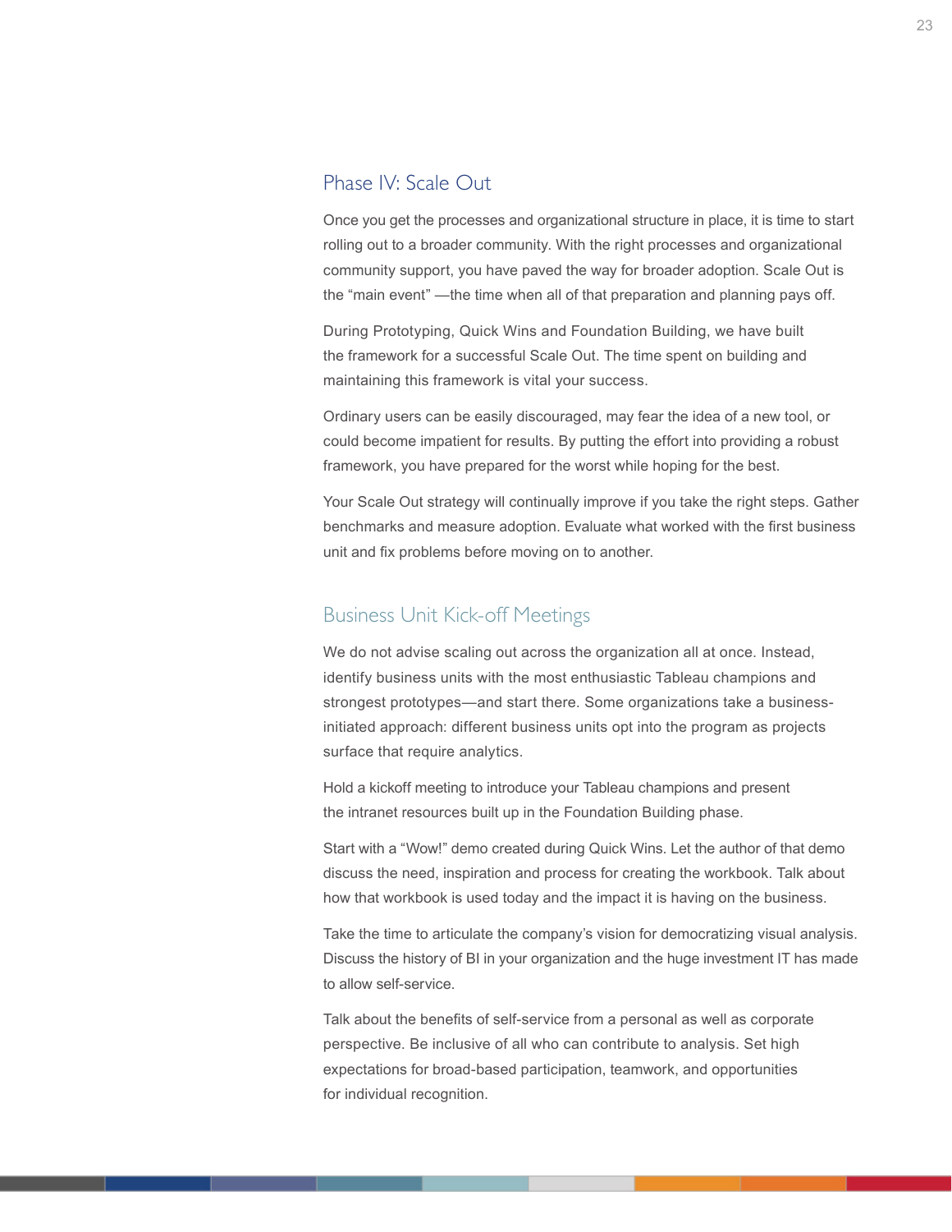## Phase IV: Scale Out

Once you get the processes and organizational structure in place, it is time to start rolling out to a broader community. With the right processes and organizational community support, you have paved the way for broader adoption. Scale Out is the “main event” —the time when all of that preparation and planning pays off.

During Prototyping, Quick Wins and Foundation Building, we have built the framework for a successful Scale Out. The time spent on building and maintaining this framework is vital your success.

Ordinary users can be easily discouraged, may fear the idea of a new tool, or could become impatient for results. By putting the effort into providing a robust framework, you have prepared for the worst while hoping for the best.

Your Scale Out strategy will continually improve if you take the right steps. Gather benchmarks and measure adoption. Evaluate what worked with the first business unit and fix problems before moving on to another.

### Business Unit Kick-off Meetings

We do not advise scaling out across the organization all at once. Instead, identify business units with the most enthusiastic Tableau champions and strongest prototypes—and start there. Some organizations take a business-initiated approach: different business units opt into the program as projects surface that require analytics.

Hold a kickoff meeting to introduce your Tableau champions and present the intranet resources built up in the Foundation Building phase.

Start with a “Wow!” demo created during Quick Wins. Let the author of that demo discuss the need, inspiration and process for creating the workbook. Talk about how that workbook is used today and the impact it is having on the business.

Take the time to articulate the company’s vision for democratizing visual analysis. Discuss the history of BI in your organization and the huge investment IT has made to allow self-service.

Talk about the benefits of self-service from a personal as well as corporate perspective. Be inclusive of all who can contribute to analysis. Set high expectations for broad-based participation, teamwork, and opportunities for individual recognition.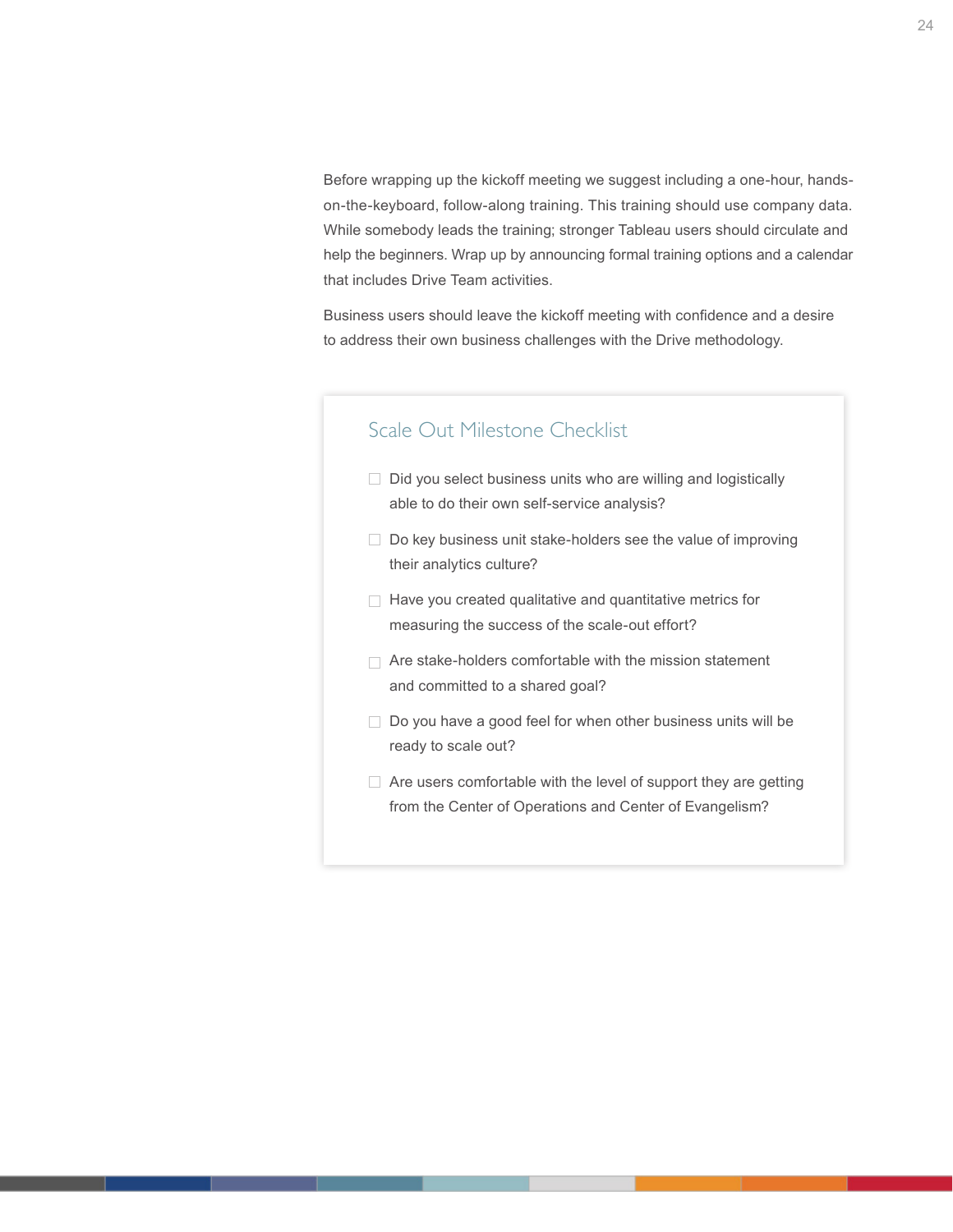Before wrapping up the kickoff meeting we suggest including a one-hour, hands-on-the-keyboard, follow-along training. This training should use company data. While somebody leads the training; stronger Tableau users should circulate and help the beginners. Wrap up by announcing formal training options and a calendar that includes Drive Team activities.

Business users should leave the kickoff meeting with confidence and a desire to address their own business challenges with the Drive methodology.

## Scale Out Milestone Checklist

- ☐ Did you select business units who are willing and logistically able to do their own self-service analysis?
- ☐ Do key business unit stake-holders see the value of improving their analytics culture?
- ☐ Have you created qualitative and quantitative metrics for measuring the success of the scale-out effort?
- ☐ Are stake-holders comfortable with the mission statement and committed to a shared goal?
- ☐ Do you have a good feel for when other business units will be ready to scale out?
- ☐ Are users comfortable with the level of support they are getting from the Center of Operations and Center of Evangelism?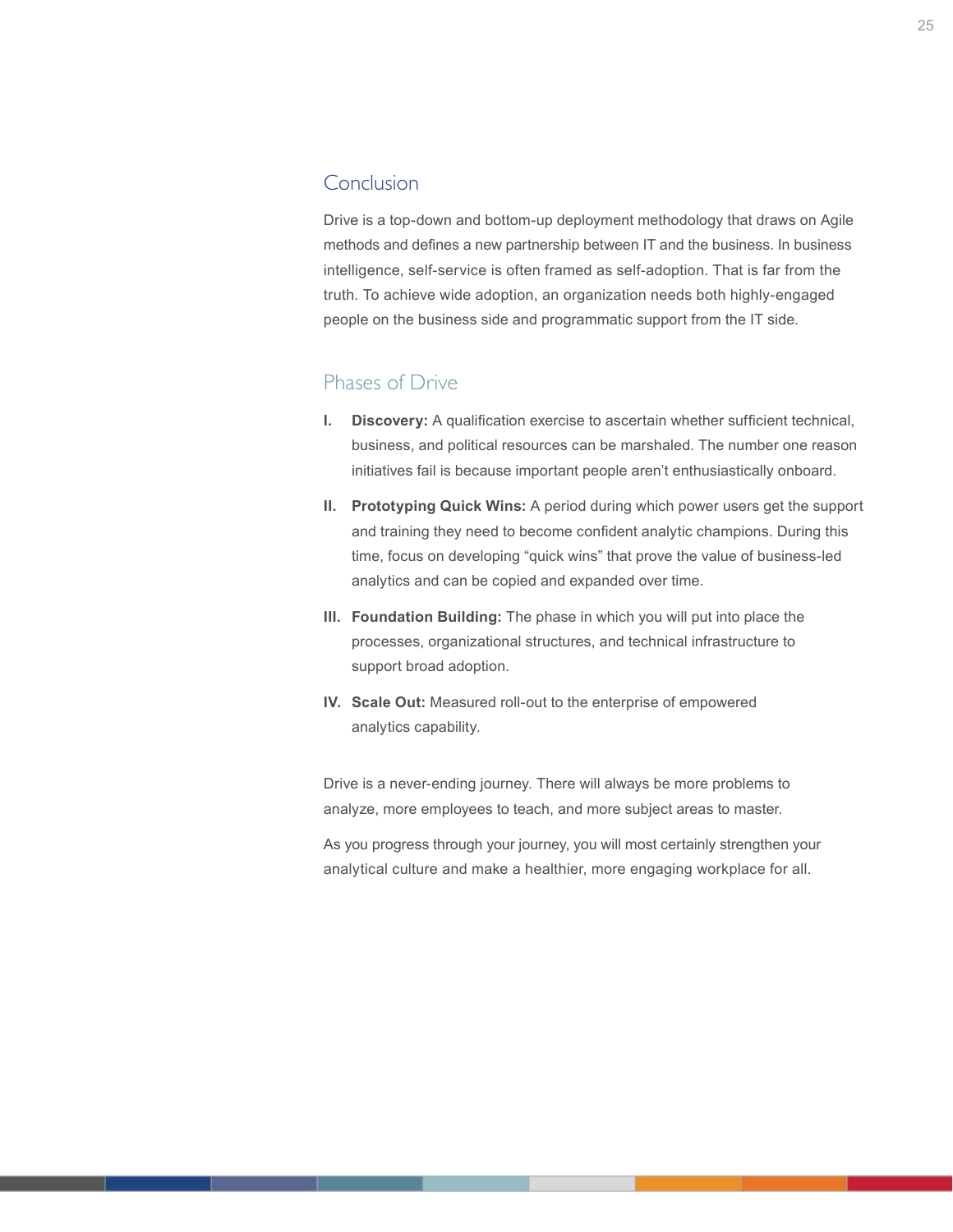## Conclusion

Drive is a top-down and bottom-up deployment methodology that draws on Agile methods and defines a new partnership between IT and the business. In business intelligence, self-service is often framed as self-adoption. That is far from the truth. To achieve wide adoption, an organization needs both highly-engaged people on the business side and programmatic support from the IT side.

## Phases of Drive

I. **Discovery:** A qualification exercise to ascertain whether sufficient technical, business, and political resources can be marshaled. The number one reason initiatives fail is because important people aren't enthusiastically onboard.

II. **Prototyping Quick Wins:** A period during which power users get the support and training they need to become confident analytic champions. During this time, focus on developing "quick wins" that prove the value of business-led analytics and can be copied and expanded over time.

III. **Foundation Building:** The phase in which you will put into place the processes, organizational structures, and technical infrastructure to support broad adoption.

IV. **Scale Out:** Measured roll-out to the enterprise of empowered analytics capability.

Drive is a never-ending journey. There will always be more problems to analyze, more employees to teach, and more subject areas to master.

As you progress through your journey, you will most certainly strengthen your analytical culture and make a healthier, more engaging workplace for all.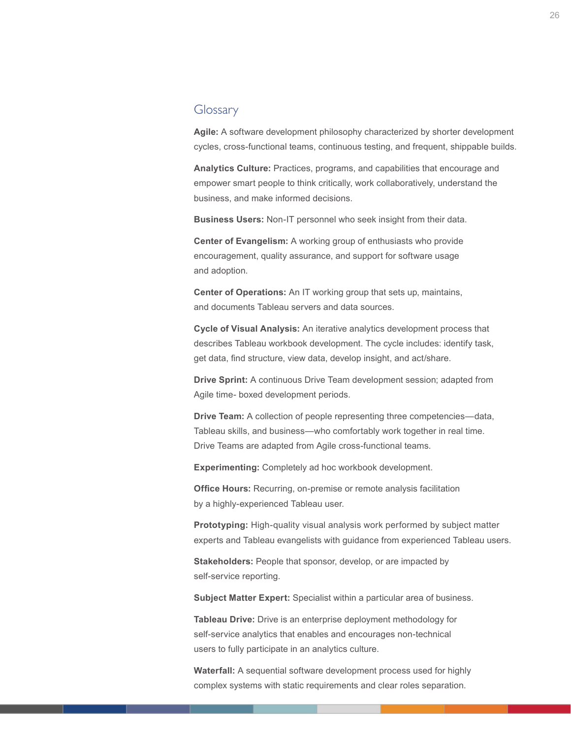## Glossary

**Agile:** A software development philosophy characterized by shorter development cycles, cross-functional teams, continuous testing, and frequent, shippable builds.

**Analytics Culture:** Practices, programs, and capabilities that encourage and empower smart people to think critically, work collaboratively, understand the business, and make informed decisions.

**Business Users:** Non-IT personnel who seek insight from their data.

**Center of Evangelism:** A working group of enthusiasts who provide encouragement, quality assurance, and support for software usage and adoption.

**Center of Operations:** An IT working group that sets up, maintains, and documents Tableau servers and data sources.

**Cycle of Visual Analysis:** An iterative analytics development process that describes Tableau workbook development. The cycle includes: identify task, get data, find structure, view data, develop insight, and act/share.

**Drive Sprint:** A continuous Drive Team development session; adapted from Agile time- boxed development periods.

**Drive Team:** A collection of people representing three competencies—data, Tableau skills, and business—who comfortably work together in real time. Drive Teams are adapted from Agile cross-functional teams.

**Experimenting:** Completely ad hoc workbook development.

**Office Hours:** Recurring, on-premise or remote analysis facilitation by a highly-experienced Tableau user.

**Prototyping:** High-quality visual analysis work performed by subject matter experts and Tableau evangelists with guidance from experienced Tableau users.

**Stakeholders:** People that sponsor, develop, or are impacted by self-service reporting.

**Subject Matter Expert:** Specialist within a particular area of business.

**Tableau Drive:** Drive is an enterprise deployment methodology for self-service analytics that enables and encourages non-technical users to fully participate in an analytics culture.

**Waterfall:** A sequential software development process used for highly complex systems with static requirements and clear roles separation.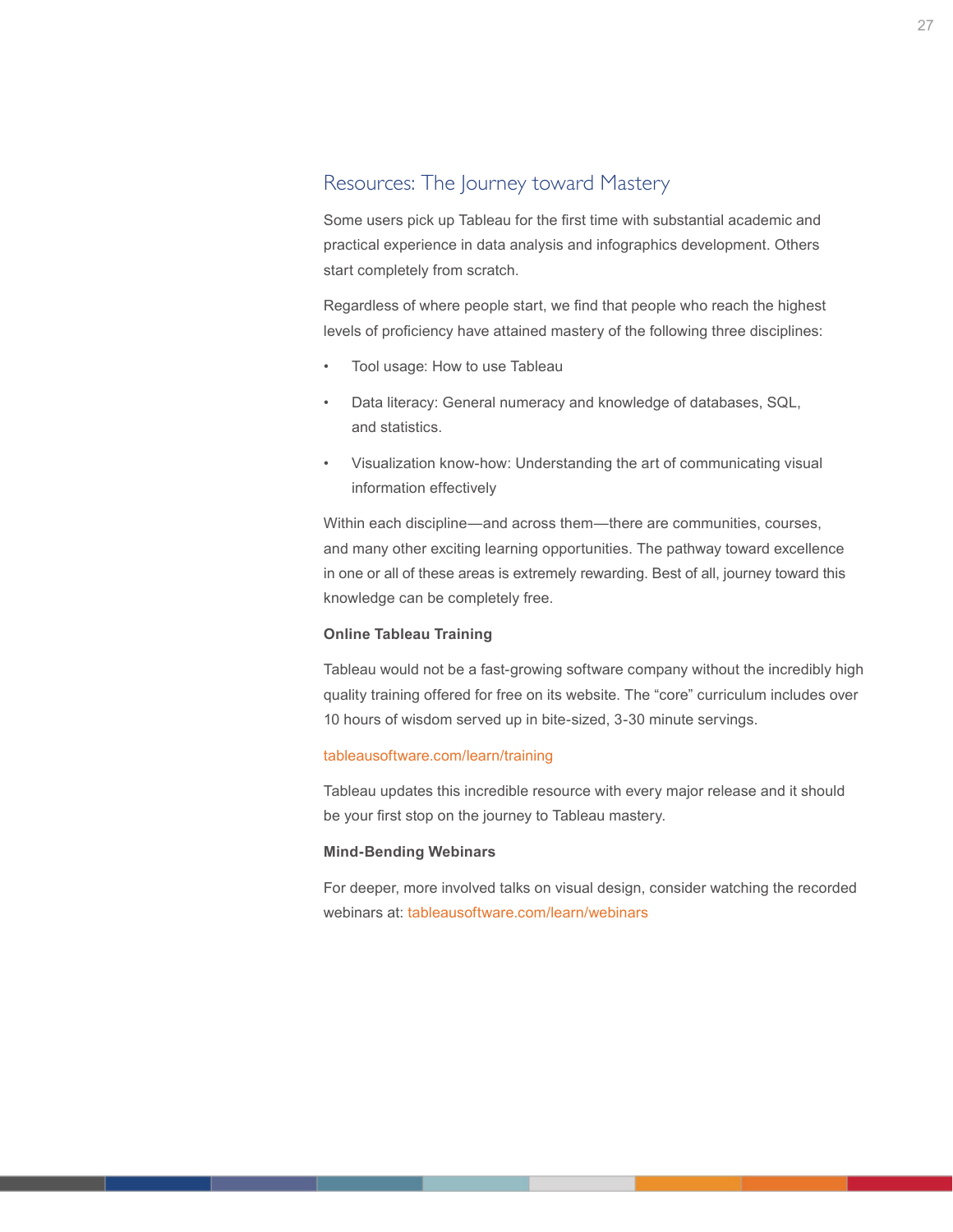## Resources: The Journey toward Mastery

Some users pick up Tableau for the first time with substantial academic and practical experience in data analysis and infographics development. Others start completely from scratch.

Regardless of where people start, we find that people who reach the highest levels of proficiency have attained mastery of the following three disciplines:

- Tool usage: How to use Tableau
- Data literacy: General numeracy and knowledge of databases, SQL, and statistics.
- Visualization know-how: Understanding the art of communicating visual information effectively

Within each discipline—and across them—there are communities, courses, and many other exciting learning opportunities. The pathway toward excellence in one or all of these areas is extremely rewarding. Best of all, journey toward this knowledge can be completely free.

**Online Tableau Training**

Tableau would not be a fast-growing software company without the incredibly high quality training offered for free on its website. The "core" curriculum includes over 10 hours of wisdom served up in bite-sized, 3-30 minute servings.

tableausoftware.com/learn/training

Tableau updates this incredible resource with every major release and it should be your first stop on the journey to Tableau mastery.

**Mind-Bending Webinars**

For deeper, more involved talks on visual design, consider watching the recorded webinars at: tableausoftware.com/learn/webinars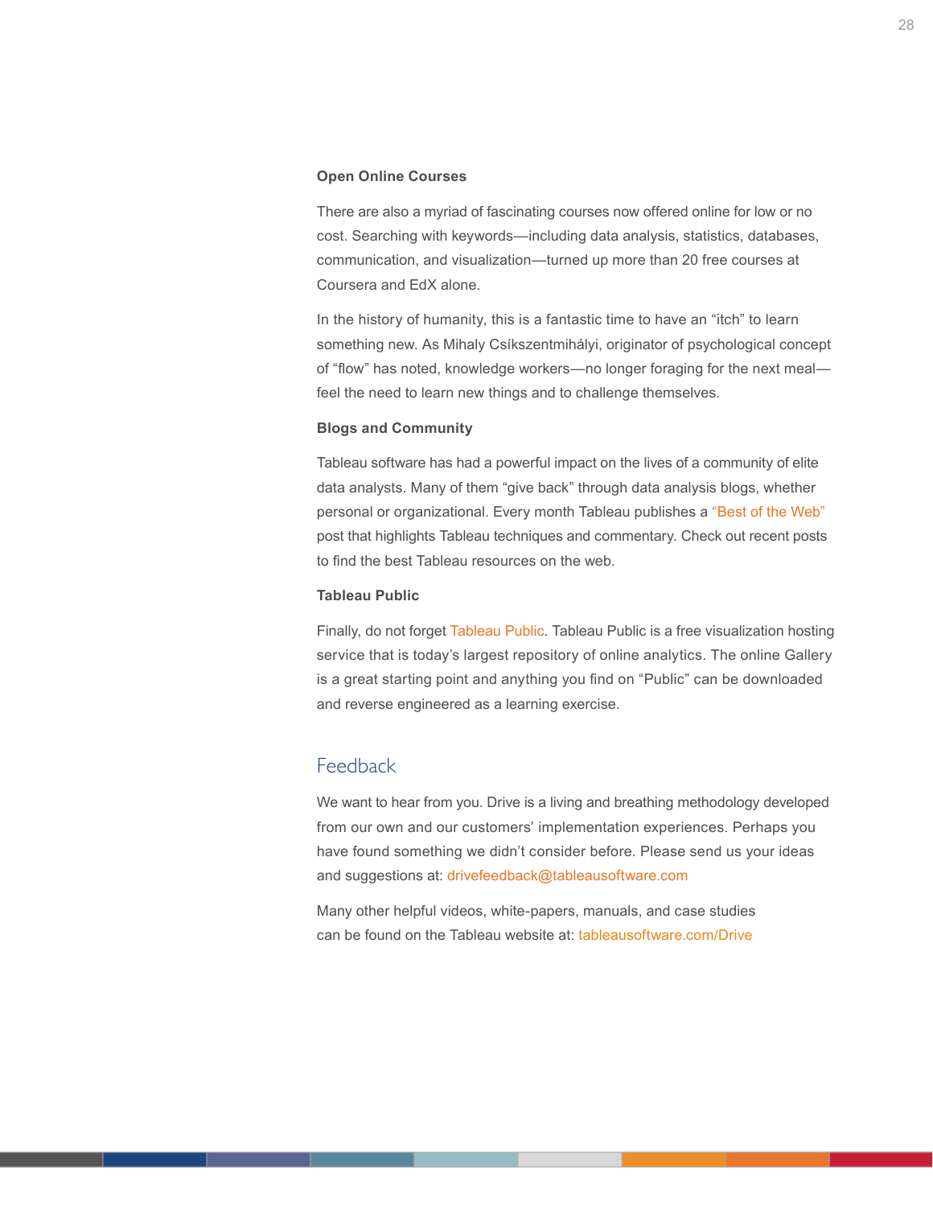**Open Online Courses**

There are also a myriad of fascinating courses now offered online for low or no cost. Searching with keywords—including data analysis, statistics, databases, communication, and visualization—turned up more than 20 free courses at Coursera and EdX alone.

In the history of humanity, this is a fantastic time to have an "itch" to learn something new. As Mihaly Csíkszentmihályi, originator of psychological concept of "flow" has noted, knowledge workers—no longer foraging for the next meal—feel the need to learn new things and to challenge themselves.

**Blogs and Community**

Tableau software has had a powerful impact on the lives of a community of elite data analysts. Many of them "give back" through data analysis blogs, whether personal or organizational. Every month Tableau publishes a "Best of the Web" post that highlights Tableau techniques and commentary. Check out recent posts to find the best Tableau resources on the web.

**Tableau Public**

Finally, do not forget Tableau Public. Tableau Public is a free visualization hosting service that is today's largest repository of online analytics. The online Gallery is a great starting point and anything you find on "Public" can be downloaded and reverse engineered as a learning exercise.

## Feedback

We want to hear from you. Drive is a living and breathing methodology developed from our own and our customers' implementation experiences. Perhaps you have found something we didn't consider before. Please send us your ideas and suggestions at: drivefeedback@tableausoftware.com

Many other helpful videos, white-papers, manuals, and case studies can be found on the Tableau website at: tableausoftware.com/Drive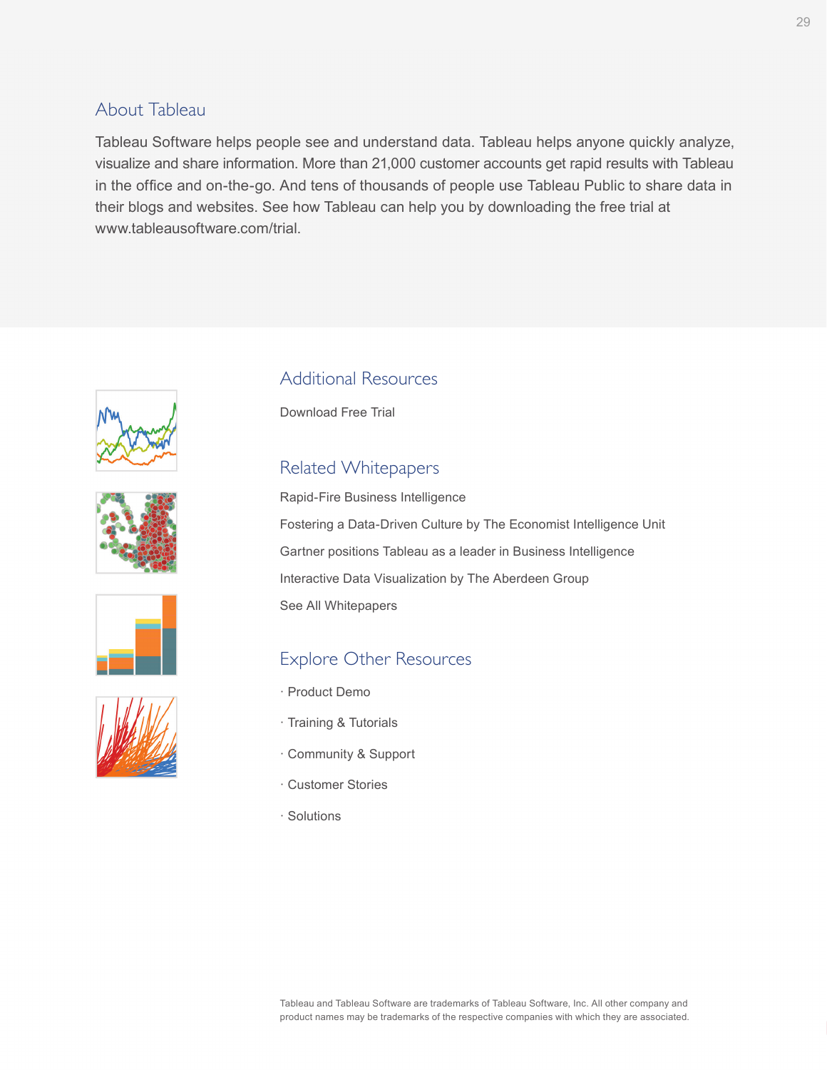## About Tableau

Tableau Software helps people see and understand data. Tableau helps anyone quickly analyze, visualize and share information. More than 21,000 customer accounts get rapid results with Tableau in the office and on-the-go. And tens of thousands of people use Tableau Public to share data in their blogs and websites. See how Tableau can help you by downloading the free trial at www.tableausoftware.com/trial.

## Additional Resources

Download Free Trial

## Related Whitepapers

Rapid-Fire Business Intelligence

Fostering a Data-Driven Culture by The Economist Intelligence Unit

Gartner positions Tableau as a leader in Business Intelligence

Interactive Data Visualization by The Aberdeen Group

See All Whitepapers

## Explore Other Resources

· Product Demo

· Training & Tutorials

· Community & Support

· Customer Stories

· Solutions

Tableau and Tableau Software are trademarks of Tableau Software, Inc. All other company and product names may be trademarks of the respective companies with which they are associated.